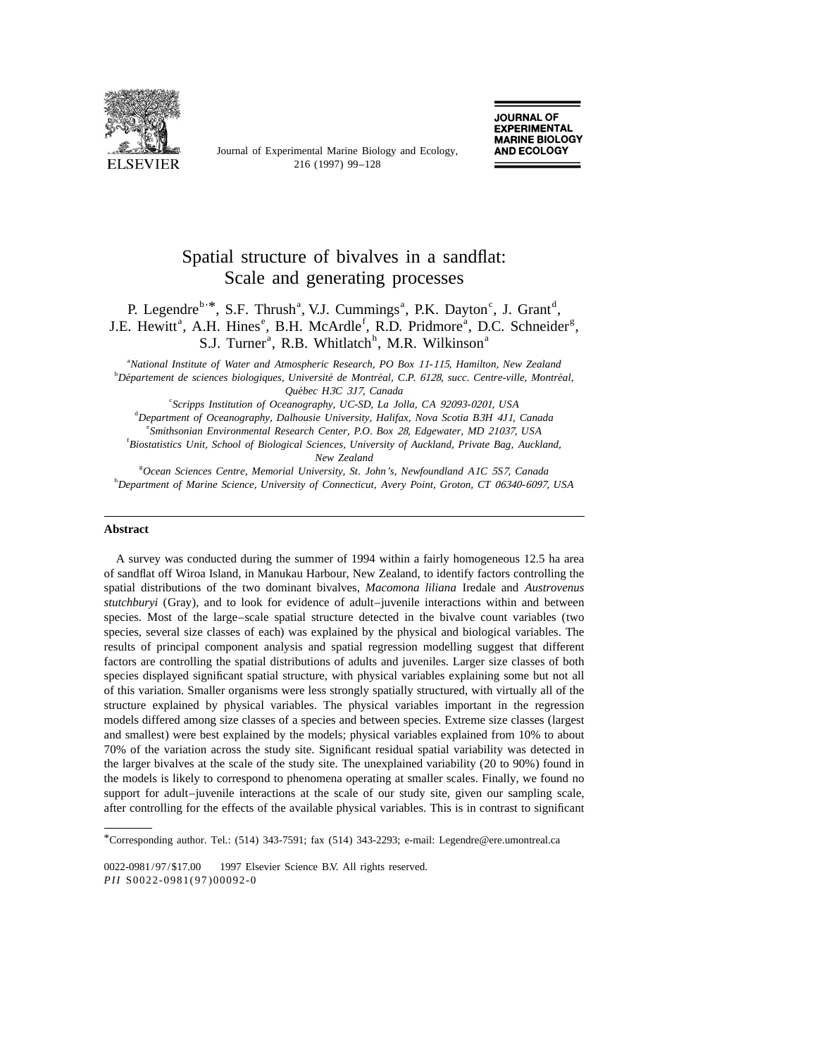# Spatial structure of bivalves in a sandflat: Scale and generating processes

P. Legendre[b,*], S.F. Thrush[a], V.J. Cummings[a], P.K. Dayton[c], J. Grant[d], J.E. Hewitt[a], A.H. Hines[e], B.H. McArdle[f], R.D. Pridmore[a], D.C. Schneider[g], S.J. Turner[a], R.B. Whitlatch[h], M.R. Wilkinson[a]

[a]*National Institute of Water and Atmospheric Research, PO Box 11-115, Hamilton, New Zealand*
[b]*Département de sciences biologiques, Université de Montréal, C.P. 6128, succ. Centre-ville, Montréal, Québec H3C 3J7, Canada*
[c]*Scripps Institution of Oceanography, UC-SD, La Jolla, CA 92093-0201, USA*
[d]*Department of Oceanography, Dalhousie University, Halifax, Nova Scotia B3H 4J1, Canada*
[e]*Smithsonian Environmental Research Center, P.O. Box 28, Edgewater, MD 21037, USA*
[f]*Biostatistics Unit, School of Biological Sciences, University of Auckland, Private Bag, Auckland, New Zealand*
[g]*Ocean Sciences Centre, Memorial University, St. John's, Newfoundland A1C 5S7, Canada*
[h]*Department of Marine Science, University of Connecticut, Avery Point, Groton, CT 06340-6097, USA*

## Abstract

A survey was conducted during the summer of 1994 within a fairly homogeneous 12.5 ha area of sandflat off Wiroa Island, in Manukau Harbour, New Zealand, to identify factors controlling the spatial distributions of the two dominant bivalves, *Macomona liliana* Iredale and *Austrovenus stutchburyi* (Gray), and to look for evidence of adult–juvenile interactions within and between species. Most of the large–scale spatial structure detected in the bivalve count variables (two species, several size classes of each) was explained by the physical and biological variables. The results of principal component analysis and spatial regression modelling suggest that different factors are controlling the spatial distributions of adults and juveniles. Larger size classes of both species displayed significant spatial structure, with physical variables explaining some but not all of this variation. Smaller organisms were less strongly spatially structured, with virtually all of the structure explained by physical variables. The physical variables important in the regression models differed among size classes of a species and between species. Extreme size classes (largest and smallest) were best explained by the models; physical variables explained from 10% to about 70% of the variation across the study site. Significant residual spatial variability was detected in the larger bivalves at the scale of the study site. The unexplained variability (20 to 90%) found in the models is likely to correspond to phenomena operating at smaller scales. Finally, we found no support for adult–juvenile interactions at the scale of our study site, given our sampling scale, after controlling for the effects of the available physical variables. This is in contrast to significant

*Corresponding author. Tel.: (514) 343-7591; fax (514) 343-2293; e-mail: Legendre@ere.umontreal.ca

0022-0981/97/$17.00 © 1997 Elsevier Science B.V. All rights reserved.
*PII* S0022-0981(97)00092-0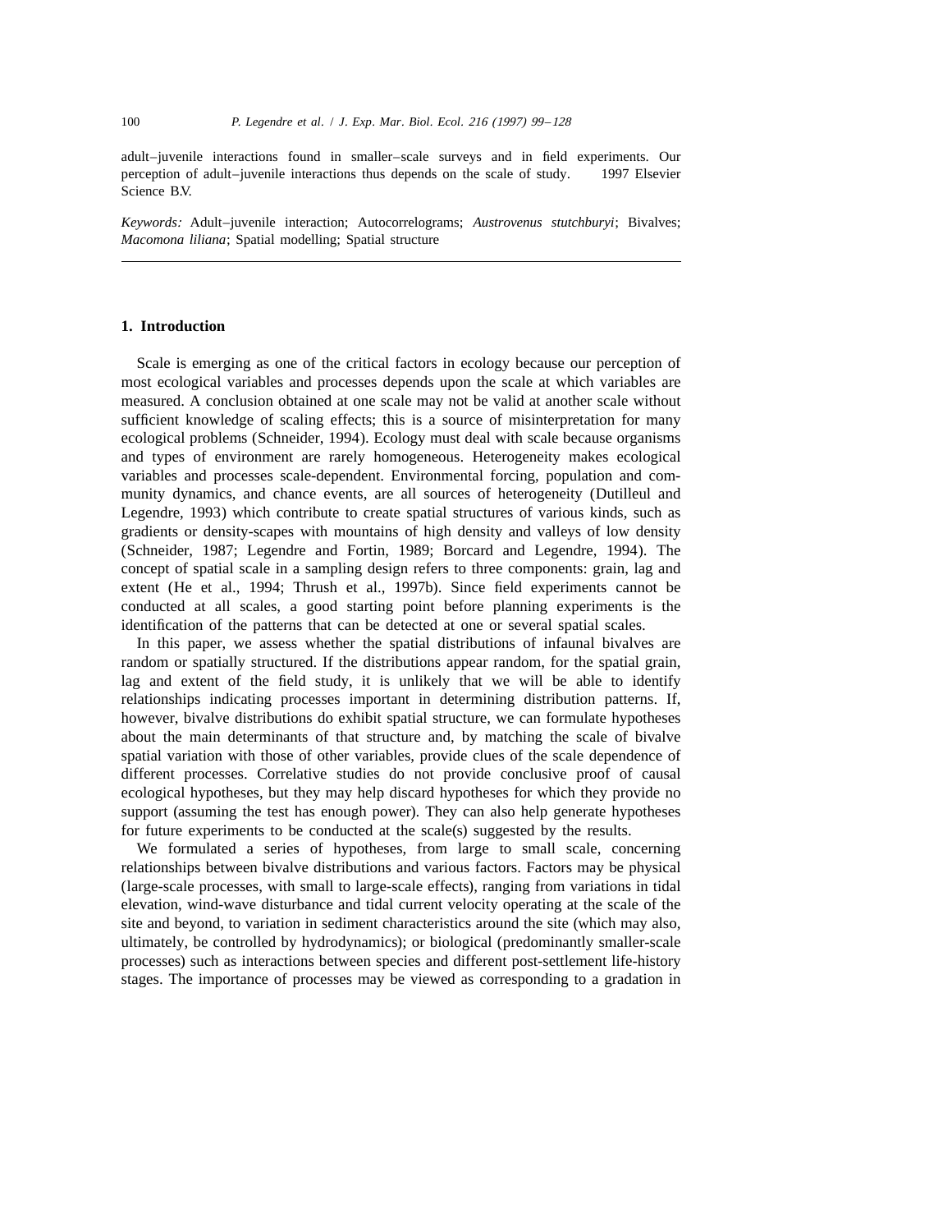adult–juvenile interactions found in smaller–scale surveys and in field experiments. Our perception of adult–juvenile interactions thus depends on the scale of study. 1997 Elsevier Science B.V.

*Keywords:* Adult–juvenile interaction; Autocorrelograms; *Austrovenus stutchburyi*; Bivalves; *Macomona liliana*; Spatial modelling; Spatial structure

## 1. Introduction

Scale is emerging as one of the critical factors in ecology because our perception of most ecological variables and processes depends upon the scale at which variables are measured. A conclusion obtained at one scale may not be valid at another scale without sufficient knowledge of scaling effects; this is a source of misinterpretation for many ecological problems (Schneider, 1994). Ecology must deal with scale because organisms and types of environment are rarely homogeneous. Heterogeneity makes ecological variables and processes scale-dependent. Environmental forcing, population and community dynamics, and chance events, are all sources of heterogeneity (Dutilleul and Legendre, 1993) which contribute to create spatial structures of various kinds, such as gradients or density-scapes with mountains of high density and valleys of low density (Schneider, 1987; Legendre and Fortin, 1989; Borcard and Legendre, 1994). The concept of spatial scale in a sampling design refers to three components: grain, lag and extent (He et al., 1994; Thrush et al., 1997b). Since field experiments cannot be conducted at all scales, a good starting point before planning experiments is the identification of the patterns that can be detected at one or several spatial scales.

In this paper, we assess whether the spatial distributions of infaunal bivalves are random or spatially structured. If the distributions appear random, for the spatial grain, lag and extent of the field study, it is unlikely that we will be able to identify relationships indicating processes important in determining distribution patterns. If, however, bivalve distributions do exhibit spatial structure, we can formulate hypotheses about the main determinants of that structure and, by matching the scale of bivalve spatial variation with those of other variables, provide clues of the scale dependence of different processes. Correlative studies do not provide conclusive proof of causal ecological hypotheses, but they may help discard hypotheses for which they provide no support (assuming the test has enough power). They can also help generate hypotheses for future experiments to be conducted at the scale(s) suggested by the results.

We formulated a series of hypotheses, from large to small scale, concerning relationships between bivalve distributions and various factors. Factors may be physical (large-scale processes, with small to large-scale effects), ranging from variations in tidal elevation, wind-wave disturbance and tidal current velocity operating at the scale of the site and beyond, to variation in sediment characteristics around the site (which may also, ultimately, be controlled by hydrodynamics); or biological (predominantly smaller-scale processes) such as interactions between species and different post-settlement life-history stages. The importance of processes may be viewed as corresponding to a gradation in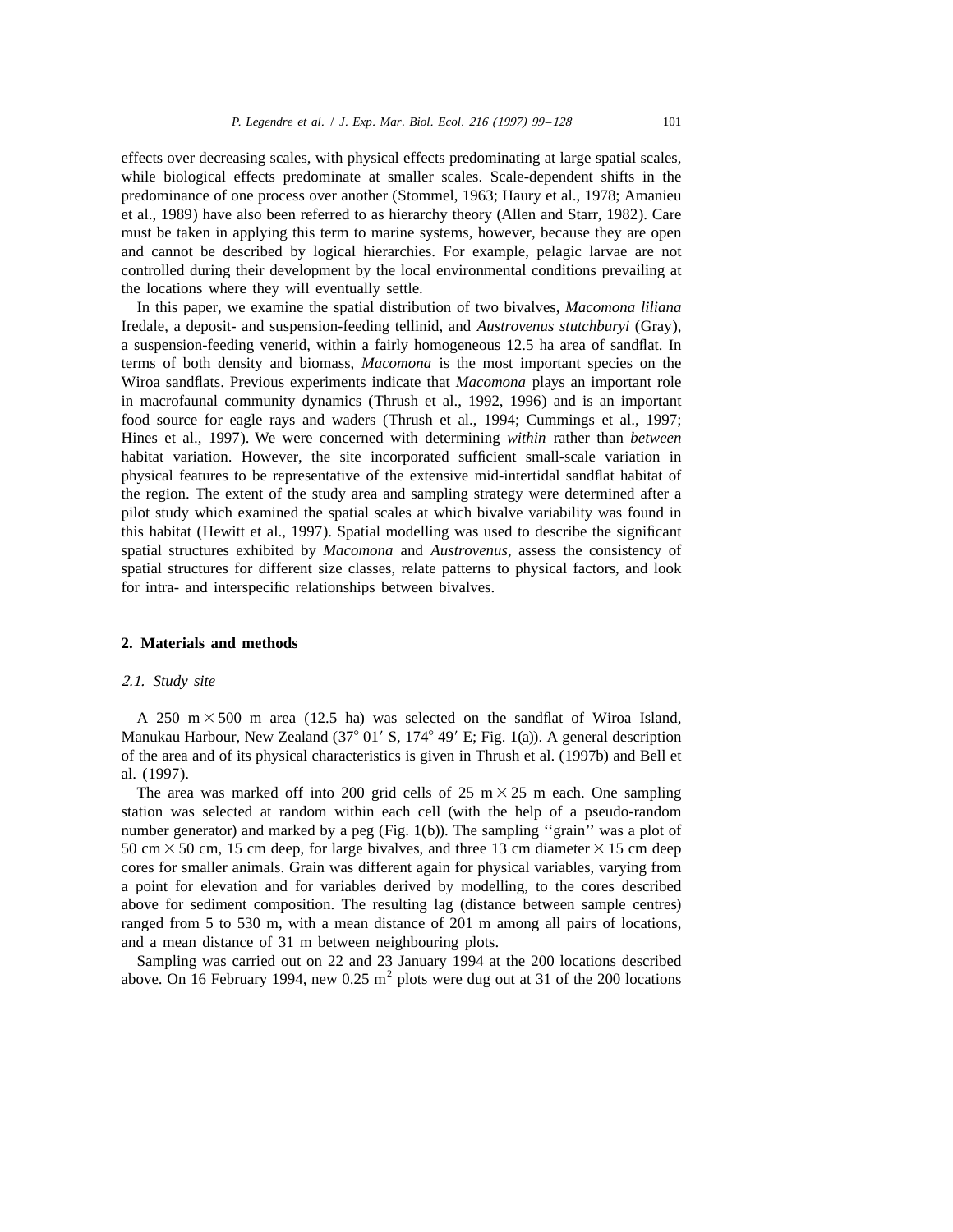effects over decreasing scales, with physical effects predominating at large spatial scales, while biological effects predominate at smaller scales. Scale-dependent shifts in the predominance of one process over another (Stommel, 1963; Haury et al., 1978; Amanieu et al., 1989) have also been referred to as hierarchy theory (Allen and Starr, 1982). Care must be taken in applying this term to marine systems, however, because they are open and cannot be described by logical hierarchies. For example, pelagic larvae are not controlled during their development by the local environmental conditions prevailing at the locations where they will eventually settle.

In this paper, we examine the spatial distribution of two bivalves, *Macomona liliana* Iredale, a deposit- and suspension-feeding tellinid, and *Austrovenus stutchburyi* (Gray), a suspension-feeding venerid, within a fairly homogeneous 12.5 ha area of sandflat. In terms of both density and biomass, *Macomona* is the most important species on the Wiroa sandflats. Previous experiments indicate that *Macomona* plays an important role in macrofaunal community dynamics (Thrush et al., 1992, 1996) and is an important food source for eagle rays and waders (Thrush et al., 1994; Cummings et al., 1997; Hines et al., 1997). We were concerned with determining *within* rather than *between* habitat variation. However, the site incorporated sufficient small-scale variation in physical features to be representative of the extensive mid-intertidal sandflat habitat of the region. The extent of the study area and sampling strategy were determined after a pilot study which examined the spatial scales at which bivalve variability was found in this habitat (Hewitt et al., 1997). Spatial modelling was used to describe the significant spatial structures exhibited by *Macomona* and *Austrovenus*, assess the consistency of spatial structures for different size classes, relate patterns to physical factors, and look for intra- and interspecific relationships between bivalves.

## 2. Materials and methods

### *2.1. Study site*

A 250 m × 500 m area (12.5 ha) was selected on the sandflat of Wiroa Island, Manukau Harbour, New Zealand (37° 01′ S, 174° 49′ E; Fig. 1(a)). A general description of the area and of its physical characteristics is given in Thrush et al. (1997b) and Bell et al. (1997).

The area was marked off into 200 grid cells of 25 m × 25 m each. One sampling station was selected at random within each cell (with the help of a pseudo-random number generator) and marked by a peg (Fig. 1(b)). The sampling ''grain'' was a plot of 50 cm × 50 cm, 15 cm deep, for large bivalves, and three 13 cm diameter × 15 cm deep cores for smaller animals. Grain was different again for physical variables, varying from a point for elevation and for variables derived by modelling, to the cores described above for sediment composition. The resulting lag (distance between sample centres) ranged from 5 to 530 m, with a mean distance of 201 m among all pairs of locations, and a mean distance of 31 m between neighbouring plots.

Sampling was carried out on 22 and 23 January 1994 at the 200 locations described above. On 16 February 1994, new 0.25 $m^2$ plots were dug out at 31 of the 200 locations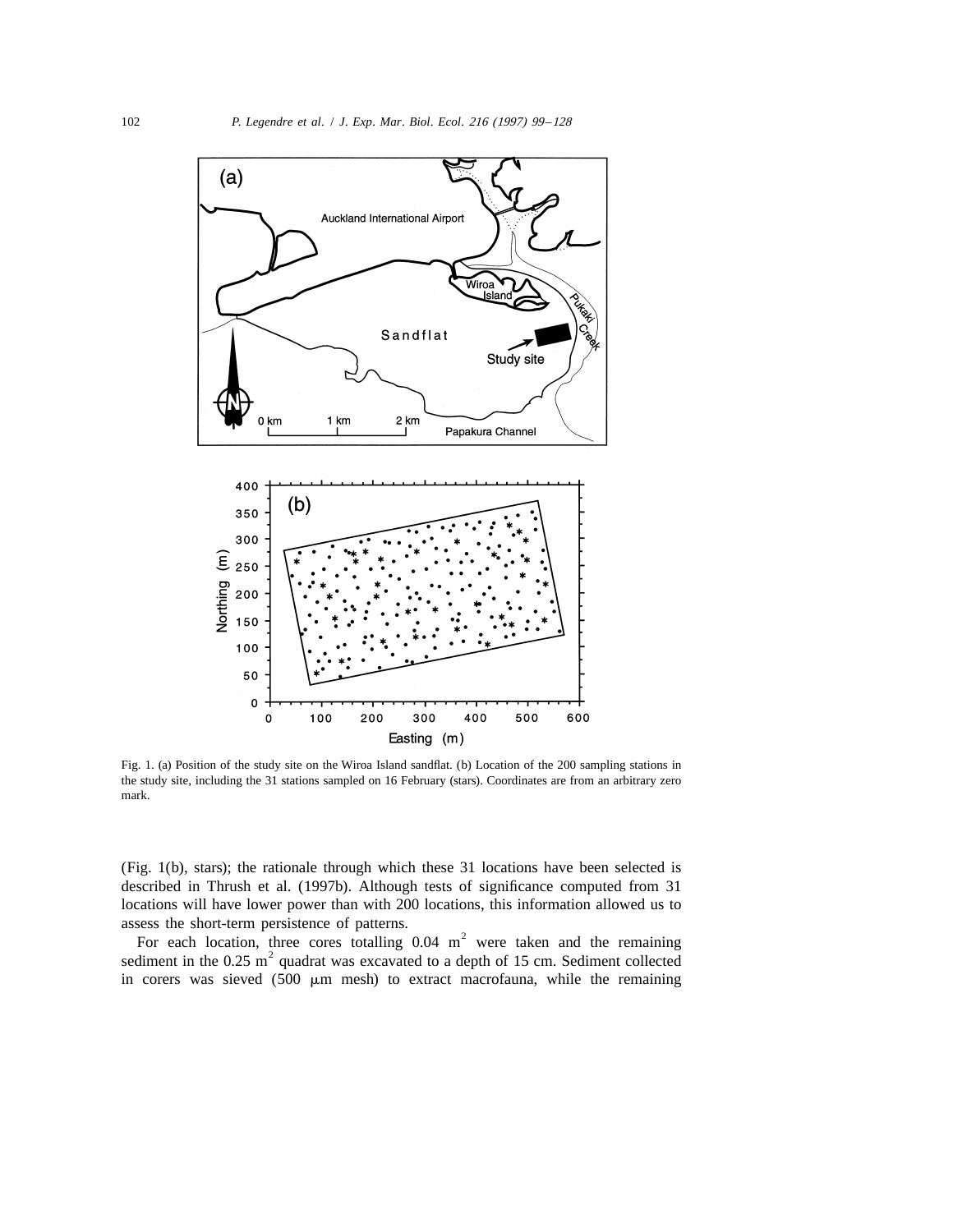Fig. 1. (a) Position of the study site on the Wiroa Island sandflat. (b) Location of the 200 sampling stations in the study site, including the 31 stations sampled on 16 February (stars). Coordinates are from an arbitrary zero mark.

(Fig. 1(b), stars); the rationale through which these 31 locations have been selected is described in Thrush et al. (1997b). Although tests of significance computed from 31 locations will have lower power than with 200 locations, this information allowed us to assess the short-term persistence of patterns.

For each location, three cores totalling 0.04 $m^2$ were taken and the remaining sediment in the 0.25 $m^2$ quadrat was excavated to a depth of 15 cm. Sediment collected in corers was sieved (500 $\mu$m mesh) to extract macrofauna, while the remaining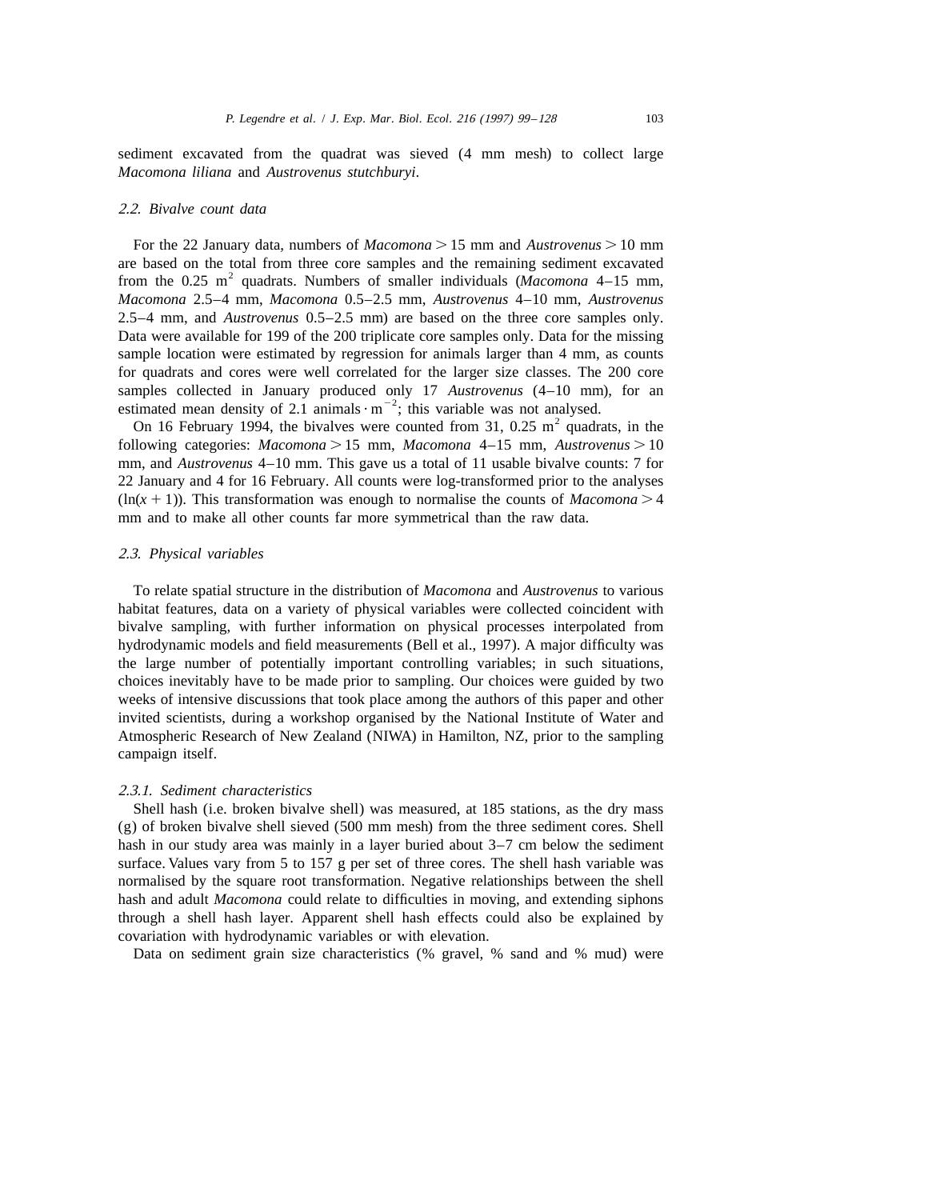sediment excavated from the quadrat was sieved (4 mm mesh) to collect large *Macomona liliana* and *Austrovenus stutchburyi*.

### 2.2. Bivalve count data

For the 22 January data, numbers of *Macomona* > 15 mm and *Austrovenus* > 10 mm are based on the total from three core samples and the remaining sediment excavated from the 0.25 $m^2$ quadrats. Numbers of smaller individuals (*Macomona* 4–15 mm, *Macomona* 2.5–4 mm, *Macomona* 0.5–2.5 mm, *Austrovenus* 4–10 mm, *Austrovenus* 2.5–4 mm, and *Austrovenus* 0.5–2.5 mm) are based on the three core samples only. Data were available for 199 of the 200 triplicate core samples only. Data for the missing sample location were estimated by regression for animals larger than 4 mm, as counts for quadrats and cores were well correlated for the larger size classes. The 200 core samples collected in January produced only 17 *Austrovenus* (4–10 mm), for an estimated mean density of 2.1 animals $\cdot$ $m^{-2}$; this variable was not analysed.

On 16 February 1994, the bivalves were counted from 31, 0.25 $m^2$ quadrats, in the following categories: *Macomona* > 15 mm, *Macomona* 4–15 mm, *Austrovenus* > 10 mm, and *Austrovenus* 4–10 mm. This gave us a total of 11 usable bivalve counts: 7 for 22 January and 4 for 16 February. All counts were log-transformed prior to the analyses ($\ln(x+1)$). This transformation was enough to normalise the counts of *Macomona* > 4 mm and to make all other counts far more symmetrical than the raw data.

### 2.3. Physical variables

To relate spatial structure in the distribution of *Macomona* and *Austrovenus* to various habitat features, data on a variety of physical variables were collected coincident with bivalve sampling, with further information on physical processes interpolated from hydrodynamic models and field measurements (Bell et al., 1997). A major difficulty was the large number of potentially important controlling variables; in such situations, choices inevitably have to be made prior to sampling. Our choices were guided by two weeks of intensive discussions that took place among the authors of this paper and other invited scientists, during a workshop organised by the National Institute of Water and Atmospheric Research of New Zealand (NIWA) in Hamilton, NZ, prior to the sampling campaign itself.

#### 2.3.1. Sediment characteristics

Shell hash (i.e. broken bivalve shell) was measured, at 185 stations, as the dry mass (g) of broken bivalve shell sieved (500 mm mesh) from the three sediment cores. Shell hash in our study area was mainly in a layer buried about 3–7 cm below the sediment surface. Values vary from 5 to 157 g per set of three cores. The shell hash variable was normalised by the square root transformation. Negative relationships between the shell hash and adult *Macomona* could relate to difficulties in moving, and extending siphons through a shell hash layer. Apparent shell hash effects could also be explained by covariation with hydrodynamic variables or with elevation.

Data on sediment grain size characteristics (% gravel, % sand and % mud) were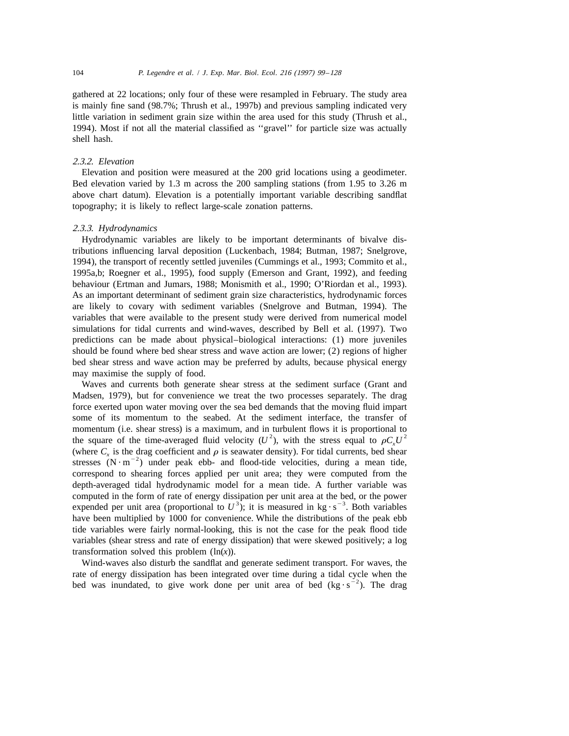gathered at 22 locations; only four of these were resampled in February. The study area is mainly fine sand (98.7%; Thrush et al., 1997b) and previous sampling indicated very little variation in sediment grain size within the area used for this study (Thrush et al., 1994). Most if not all the material classified as ''gravel'' for particle size was actually shell hash.

### *2.3.2. Elevation*

Elevation and position were measured at the 200 grid locations using a geodimeter. Bed elevation varied by 1.3 m across the 200 sampling stations (from 1.95 to 3.26 m above chart datum). Elevation is a potentially important variable describing sandflat topography; it is likely to reflect large-scale zonation patterns.

### *2.3.3. Hydrodynamics*

Hydrodynamic variables are likely to be important determinants of bivalve distributions influencing larval deposition (Luckenbach, 1984; Butman, 1987; Snelgrove, 1994), the transport of recently settled juveniles (Cummings et al., 1993; Commito et al., 1995a,b; Roegner et al., 1995), food supply (Emerson and Grant, 1992), and feeding behaviour (Ertman and Jumars, 1988; Monismith et al., 1990; O'Riordan et al., 1993). As an important determinant of sediment grain size characteristics, hydrodynamic forces are likely to covary with sediment variables (Snelgrove and Butman, 1994). The variables that were available to the present study were derived from numerical model simulations for tidal currents and wind-waves, described by Bell et al. (1997). Two predictions can be made about physical–biological interactions: (1) more juveniles should be found where bed shear stress and wave action are lower; (2) regions of higher bed shear stress and wave action may be preferred by adults, because physical energy may maximise the supply of food.

Waves and currents both generate shear stress at the sediment surface (Grant and Madsen, 1979), but for convenience we treat the two processes separately. The drag force exerted upon water moving over the sea bed demands that the moving fluid impart some of its momentum to the seabed. At the sediment interface, the transfer of momentum (i.e. shear stress) is a maximum, and in turbulent flows it is proportional to the square of the time-averaged fluid velocity ($U^2$), with the stress equal to $\rho C_x U^2$ (where $C_x$ is the drag coefficient and $\rho$ is seawater density). For tidal currents, bed shear stresses ($\mathrm{N \cdot m^{-2}}$) under peak ebb- and flood-tide velocities, during a mean tide, correspond to shearing forces applied per unit area; they were computed from the depth-averaged tidal hydrodynamic model for a mean tide. A further variable was computed in the form of rate of energy dissipation per unit area at the bed, or the power expended per unit area (proportional to $U^3$); it is measured in $\mathrm{kg \cdot s^{-3}}$. Both variables have been multiplied by 1000 for convenience. While the distributions of the peak ebb tide variables were fairly normal-looking, this is not the case for the peak flood tide variables (shear stress and rate of energy dissipation) that were skewed positively; a log transformation solved this problem ($\ln(x)$).

Wind-waves also disturb the sandflat and generate sediment transport. For waves, the rate of energy dissipation has been integrated over time during a tidal cycle when the bed was inundated, to give work done per unit area of bed ($\mathrm{kg \cdot s^{-2}}$). The drag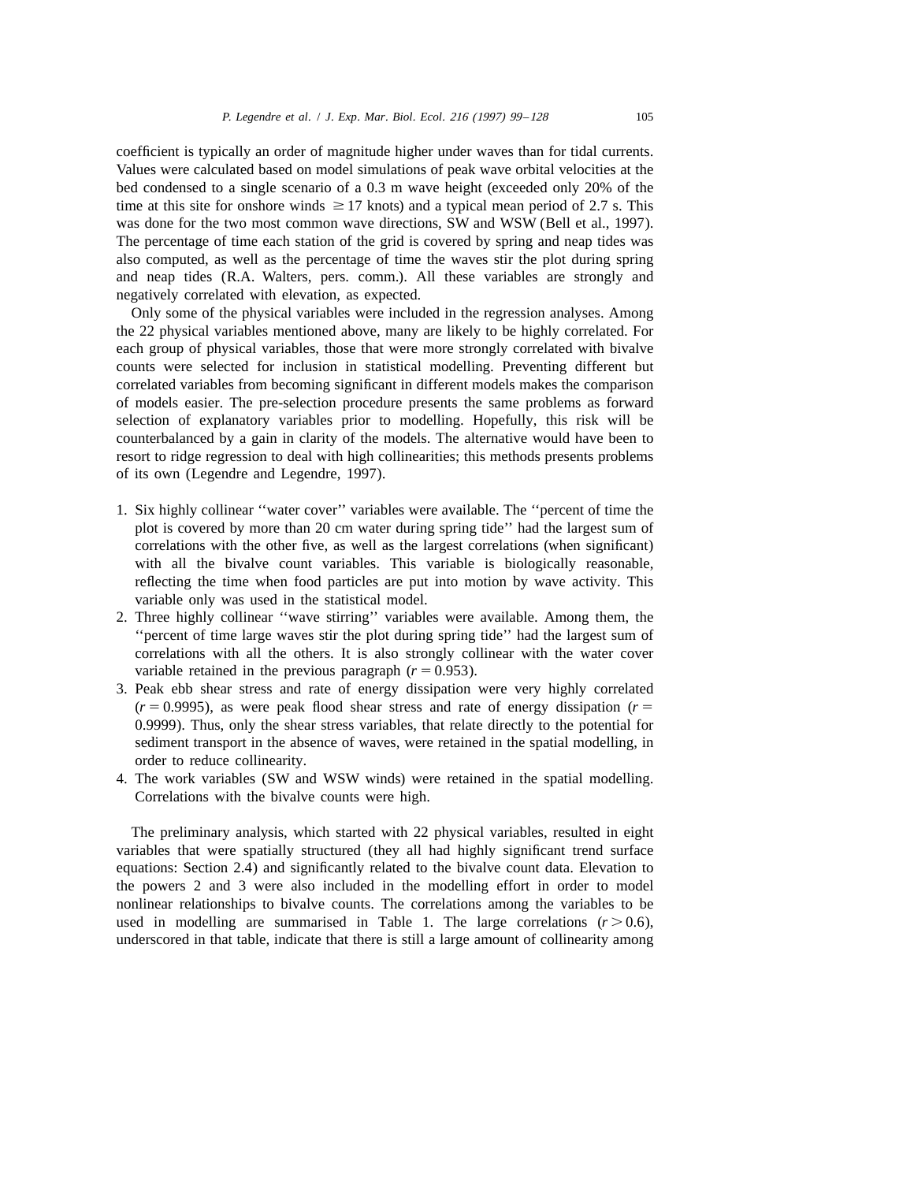coefficient is typically an order of magnitude higher under waves than for tidal currents. Values were calculated based on model simulations of peak wave orbital velocities at the bed condensed to a single scenario of a 0.3 m wave height (exceeded only 20% of the time at this site for onshore winds $\geq 17$ knots) and a typical mean period of 2.7 s. This was done for the two most common wave directions, SW and WSW (Bell et al., 1997). The percentage of time each station of the grid is covered by spring and neap tides was also computed, as well as the percentage of time the waves stir the plot during spring and neap tides (R.A. Walters, pers. comm.). All these variables are strongly and negatively correlated with elevation, as expected.

Only some of the physical variables were included in the regression analyses. Among the 22 physical variables mentioned above, many are likely to be highly correlated. For each group of physical variables, those that were more strongly correlated with bivalve counts were selected for inclusion in statistical modelling. Preventing different but correlated variables from becoming significant in different models makes the comparison of models easier. The pre-selection procedure presents the same problems as forward selection of explanatory variables prior to modelling. Hopefully, this risk will be counterbalanced by a gain in clarity of the models. The alternative would have been to resort to ridge regression to deal with high collinearities; this methods presents problems of its own (Legendre and Legendre, 1997).

1. Six highly collinear ''water cover'' variables were available. The ''percent of time the plot is covered by more than 20 cm water during spring tide'' had the largest sum of correlations with the other five, as well as the largest correlations (when significant) with all the bivalve count variables. This variable is biologically reasonable, reflecting the time when food particles are put into motion by wave activity. This variable only was used in the statistical model.
2. Three highly collinear ''wave stirring'' variables were available. Among them, the ''percent of time large waves stir the plot during spring tide'' had the largest sum of correlations with all the others. It is also strongly collinear with the water cover variable retained in the previous paragraph ($r = 0.953$).
3. Peak ebb shear stress and rate of energy dissipation were very highly correlated ($r = 0.9995$), as were peak flood shear stress and rate of energy dissipation ($r = 0.9999$). Thus, only the shear stress variables, that relate directly to the potential for sediment transport in the absence of waves, were retained in the spatial modelling, in order to reduce collinearity.
4. The work variables (SW and WSW winds) were retained in the spatial modelling. Correlations with the bivalve counts were high.

The preliminary analysis, which started with 22 physical variables, resulted in eight variables that were spatially structured (they all had highly significant trend surface equations: Section 2.4) and significantly related to the bivalve count data. Elevation to the powers 2 and 3 were also included in the modelling effort in order to model nonlinear relationships to bivalve counts. The correlations among the variables to be used in modelling are summarised in Table 1. The large correlations ($r > 0.6$), underscored in that table, indicate that there is still a large amount of collinearity among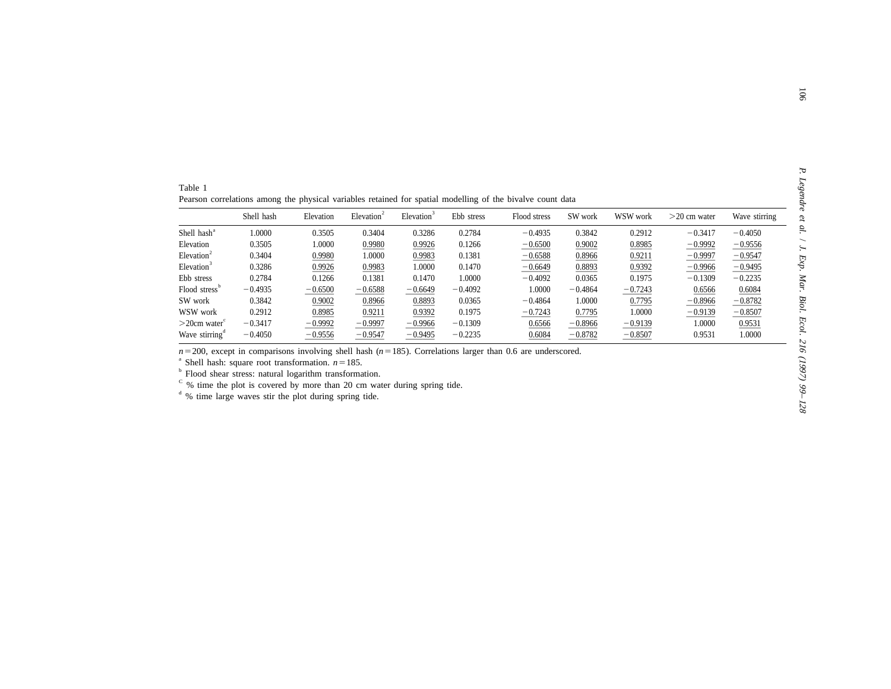Table 1
Pearson correlations among the physical variables retained for spatial modelling of the bivalve count data

| | Shell hash | Elevation | Elevation[2] | Elevation[3] | Ebb stress | Flood stress | SW work | WSW work | >20 cm water | Wave stirring |
|---|---|---|---|---|---|---|---|---|---|---|
| Shell hash[a] | 1.0000 | 0.3505 | 0.3404 | 0.3286 | 0.2784 | −0.4935 | 0.3842 | 0.2912 | −0.3417 | −0.4050 |
| Elevation | 0.3505 | 1.0000 | 0.9980 | 0.9926 | 0.1266 | −0.6500 | 0.9002 | 0.8985 | −0.9992 | −0.9556 |
| Elevation[2] | 0.3404 | 0.9980 | 1.0000 | 0.9983 | 0.1381 | −0.6588 | 0.8966 | 0.9211 | −0.9997 | −0.9547 |
| Elevation[3] | 0.3286 | 0.9926 | 0.9983 | 1.0000 | 0.1470 | −0.6649 | 0.8893 | 0.9392 | −0.9966 | −0.9495 |
| Ebb stress | 0.2784 | 0.1266 | 0.1381 | 0.1470 | 1.0000 | −0.4092 | 0.0365 | 0.1975 | −0.1309 | −0.2235 |
| Flood stress[b] | −0.4935 | −0.6500 | −0.6588 | −0.6649 | −0.4092 | 1.0000 | −0.4864 | −0.7243 | 0.6566 | 0.6084 |
| SW work | 0.3842 | 0.9002 | 0.8966 | 0.8893 | 0.0365 | −0.4864 | 1.0000 | 0.7795 | −0.8966 | −0.8782 |
| WSW work | 0.2912 | 0.8985 | 0.9211 | 0.9392 | 0.1975 | −0.7243 | 0.7795 | 1.0000 | −0.9139 | −0.8507 |
| >20cm water[c] | −0.3417 | −0.9992 | −0.9997 | −0.9966 | −0.1309 | 0.6566 | −0.8966 | −0.9139 | 1.0000 | 0.9531 |
| Wave stirring[d] | −0.4050 | −0.9556 | −0.9547 | −0.9495 | −0.2235 | 0.6084 | −0.8782 | −0.8507 | 0.9531 | 1.0000 |

$n = 200$, except in comparisons involving shell hash ($n = 185$). Correlations larger than 0.6 are underscored.

[a] Shell hash: square root transformation. $n = 185$.

[b] Flood shear stress: natural logarithm transformation.

[c] % time the plot is covered by more than 20 cm water during spring tide.

[d] % time large waves stir the plot during spring tide.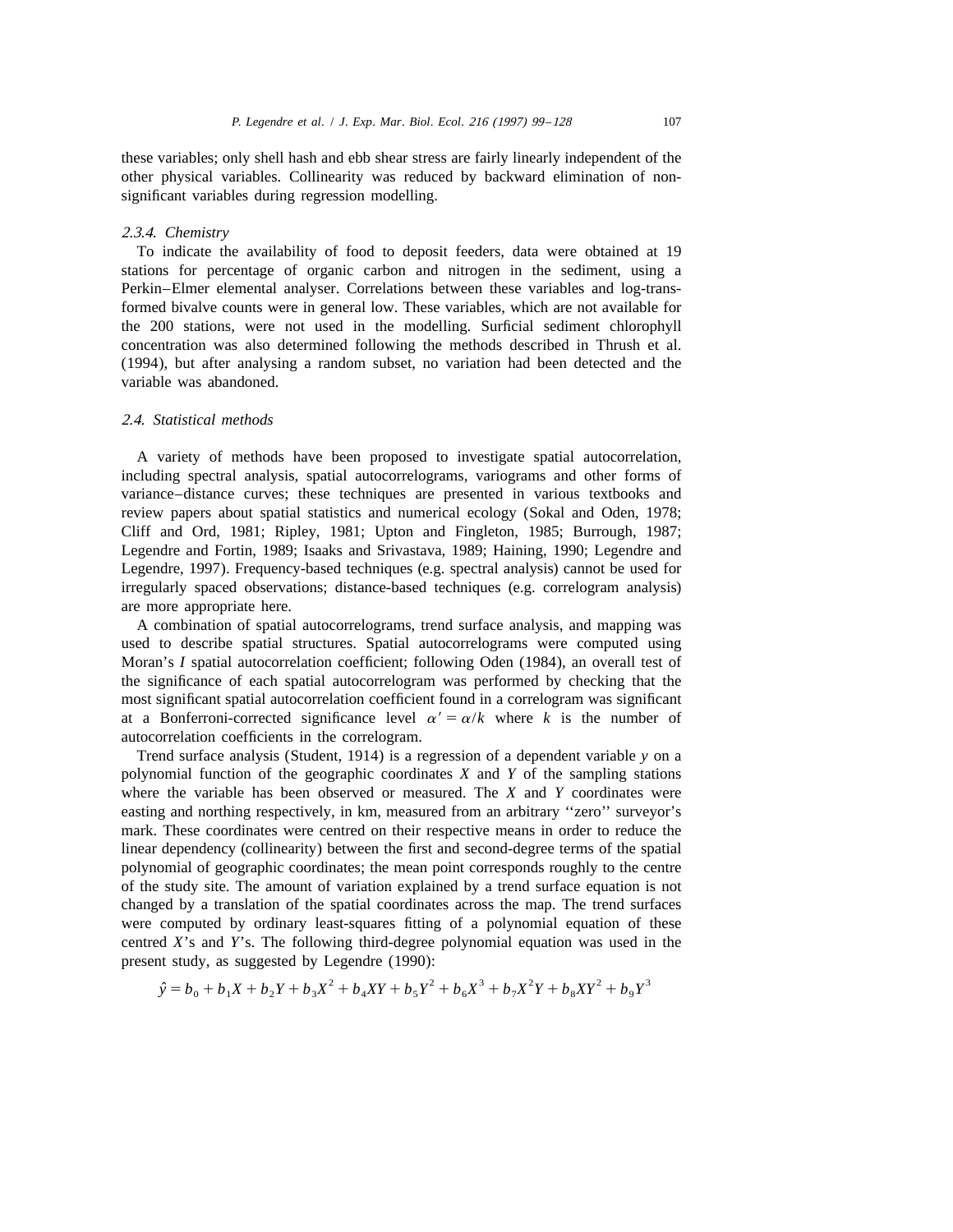these variables; only shell hash and ebb shear stress are fairly linearly independent of the other physical variables. Collinearity was reduced by backward elimination of non-significant variables during regression modelling.

#### 2.3.4. Chemistry

To indicate the availability of food to deposit feeders, data were obtained at 19 stations for percentage of organic carbon and nitrogen in the sediment, using a Perkin–Elmer elemental analyser. Correlations between these variables and log-transformed bivalve counts were in general low. These variables, which are not available for the 200 stations, were not used in the modelling. Surficial sediment chlorophyll concentration was also determined following the methods described in Thrush et al. (1994), but after analysing a random subset, no variation had been detected and the variable was abandoned.

### 2.4. Statistical methods

A variety of methods have been proposed to investigate spatial autocorrelation, including spectral analysis, spatial autocorrelograms, variograms and other forms of variance–distance curves; these techniques are presented in various textbooks and review papers about spatial statistics and numerical ecology (Sokal and Oden, 1978; Cliff and Ord, 1981; Ripley, 1981; Upton and Fingleton, 1985; Burrough, 1987; Legendre and Fortin, 1989; Isaaks and Srivastava, 1989; Haining, 1990; Legendre and Legendre, 1997). Frequency-based techniques (e.g. spectral analysis) cannot be used for irregularly spaced observations; distance-based techniques (e.g. correlogram analysis) are more appropriate here.

A combination of spatial autocorrelograms, trend surface analysis, and mapping was used to describe spatial structures. Spatial autocorrelograms were computed using Moran's $I$ spatial autocorrelation coefficient; following Oden (1984), an overall test of the significance of each spatial autocorrelogram was performed by checking that the most significant spatial autocorrelation coefficient found in a correlogram was significant at a Bonferroni-corrected significance level $\alpha' = \alpha/k$ where $k$ is the number of autocorrelation coefficients in the correlogram.

Trend surface analysis (Student, 1914) is a regression of a dependent variable $y$ on a polynomial function of the geographic coordinates $X$ and $Y$ of the sampling stations where the variable has been observed or measured. The $X$ and $Y$ coordinates were easting and northing respectively, in km, measured from an arbitrary ''zero'' surveyor's mark. These coordinates were centred on their respective means in order to reduce the linear dependency (collinearity) between the first and second-degree terms of the spatial polynomial of geographic coordinates; the mean point corresponds roughly to the centre of the study site. The amount of variation explained by a trend surface equation is not changed by a translation of the spatial coordinates across the map. The trend surfaces were computed by ordinary least-squares fitting of a polynomial equation of these centred $X$'s and $Y$'s. The following third-degree polynomial equation was used in the present study, as suggested by Legendre (1990):

$$\hat{y} = b_0 + b_1X + b_2Y + b_3X^2 + b_4XY + b_5Y^2 + b_6X^3 + b_7X^2Y + b_8XY^2 + b_9Y^3$$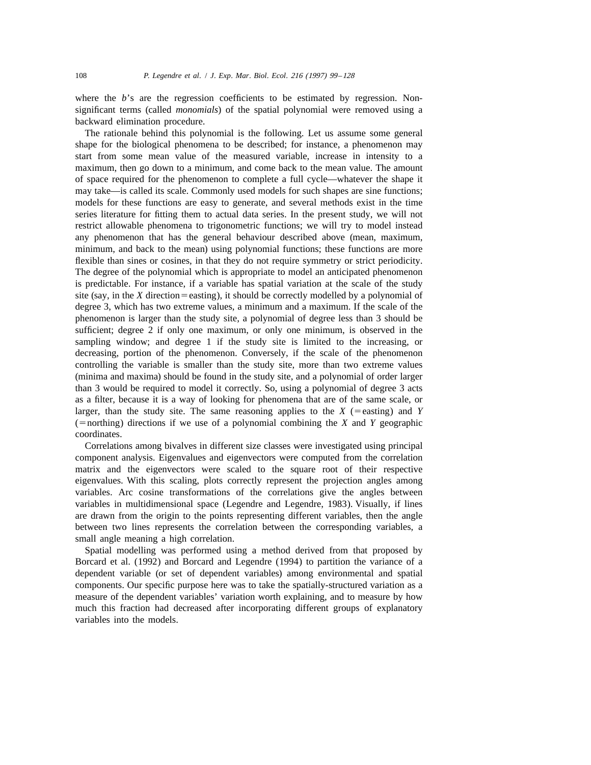where the $b$'s are the regression coefficients to be estimated by regression. Non-significant terms (called *monomials*) of the spatial polynomial were removed using a backward elimination procedure.

The rationale behind this polynomial is the following. Let us assume some general shape for the biological phenomena to be described; for instance, a phenomenon may start from some mean value of the measured variable, increase in intensity to a maximum, then go down to a minimum, and come back to the mean value. The amount of space required for the phenomenon to complete a full cycle—whatever the shape it may take—is called its scale. Commonly used models for such shapes are sine functions; models for these functions are easy to generate, and several methods exist in the time series literature for fitting them to actual data series. In the present study, we will not restrict allowable phenomena to trigonometric functions; we will try to model instead any phenomenon that has the general behaviour described above (mean, maximum, minimum, and back to the mean) using polynomial functions; these functions are more flexible than sines or cosines, in that they do not require symmetry or strict periodicity. The degree of the polynomial which is appropriate to model an anticipated phenomenon is predictable. For instance, if a variable has spatial variation at the scale of the study site (say, in the $X$ direction = easting), it should be correctly modelled by a polynomial of degree 3, which has two extreme values, a minimum and a maximum. If the scale of the phenomenon is larger than the study site, a polynomial of degree less than 3 should be sufficient; degree 2 if only one maximum, or only one minimum, is observed in the sampling window; and degree 1 if the study site is limited to the increasing, or decreasing, portion of the phenomenon. Conversely, if the scale of the phenomenon controlling the variable is smaller than the study site, more than two extreme values (minima and maxima) should be found in the study site, and a polynomial of order larger than 3 would be required to model it correctly. So, using a polynomial of degree 3 acts as a filter, because it is a way of looking for phenomena that are of the same scale, or larger, than the study site. The same reasoning applies to the $X$ (= easting) and $Y$ (= northing) directions if we use of a polynomial combining the $X$ and $Y$ geographic coordinates.

Correlations among bivalves in different size classes were investigated using principal component analysis. Eigenvalues and eigenvectors were computed from the correlation matrix and the eigenvectors were scaled to the square root of their respective eigenvalues. With this scaling, plots correctly represent the projection angles among variables. Arc cosine transformations of the correlations give the angles between variables in multidimensional space (Legendre and Legendre, 1983). Visually, if lines are drawn from the origin to the points representing different variables, then the angle between two lines represents the correlation between the corresponding variables, a small angle meaning a high correlation.

Spatial modelling was performed using a method derived from that proposed by Borcard et al. (1992) and Borcard and Legendre (1994) to partition the variance of a dependent variable (or set of dependent variables) among environmental and spatial components. Our specific purpose here was to take the spatially-structured variation as a measure of the dependent variables' variation worth explaining, and to measure by how much this fraction had decreased after incorporating different groups of explanatory variables into the models.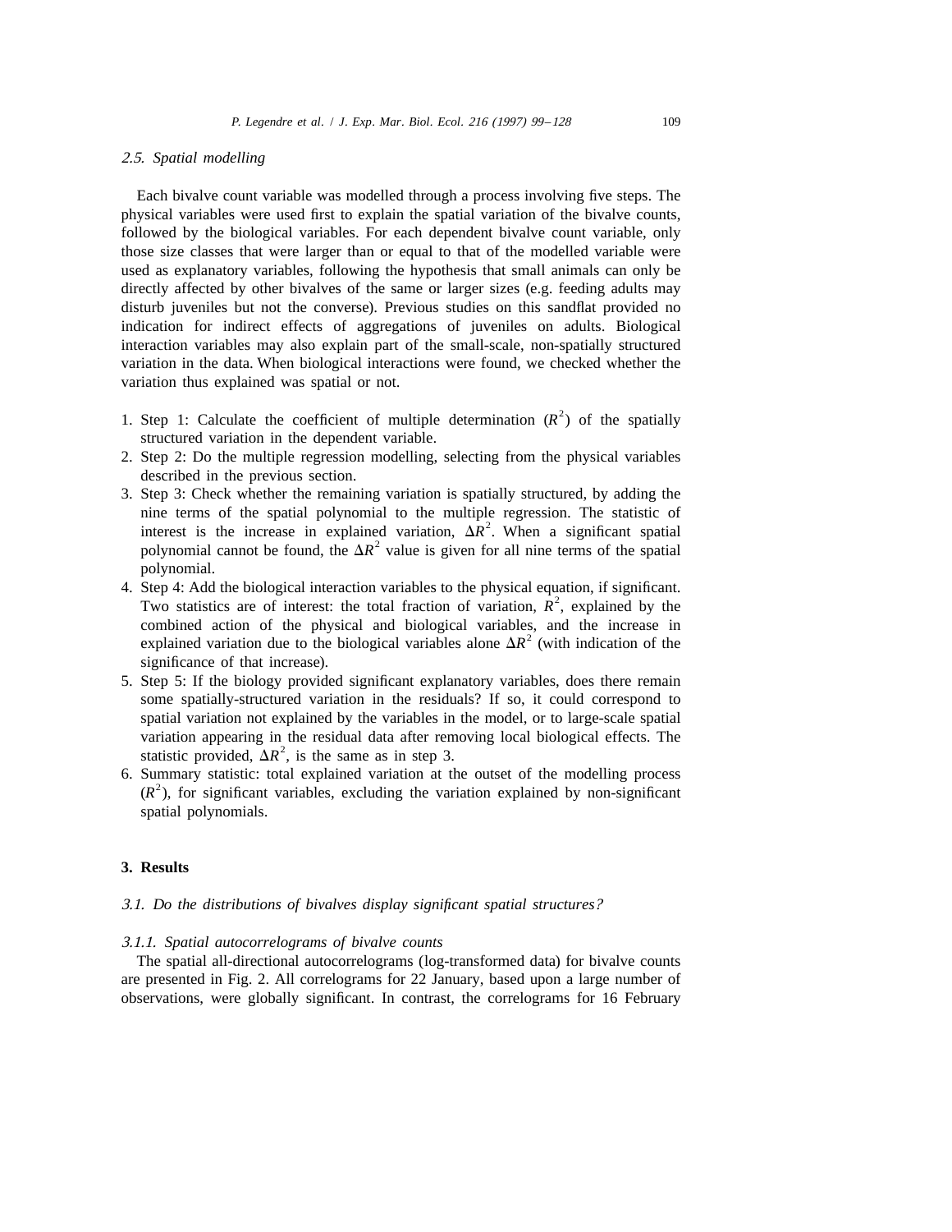### *2.5. Spatial modelling*

Each bivalve count variable was modelled through a process involving five steps. The physical variables were used first to explain the spatial variation of the bivalve counts, followed by the biological variables. For each dependent bivalve count variable, only those size classes that were larger than or equal to that of the modelled variable were used as explanatory variables, following the hypothesis that small animals can only be directly affected by other bivalves of the same or larger sizes (e.g. feeding adults may disturb juveniles but not the converse). Previous studies on this sandflat provided no indication for indirect effects of aggregations of juveniles on adults. Biological interaction variables may also explain part of the small-scale, non-spatially structured variation in the data. When biological interactions were found, we checked whether the variation thus explained was spatial or not.

1. Step 1: Calculate the coefficient of multiple determination ($R^2$) of the spatially structured variation in the dependent variable.
2. Step 2: Do the multiple regression modelling, selecting from the physical variables described in the previous section.
3. Step 3: Check whether the remaining variation is spatially structured, by adding the nine terms of the spatial polynomial to the multiple regression. The statistic of interest is the increase in explained variation, $\Delta R^2$. When a significant spatial polynomial cannot be found, the $\Delta R^2$ value is given for all nine terms of the spatial polynomial.
4. Step 4: Add the biological interaction variables to the physical equation, if significant. Two statistics are of interest: the total fraction of variation, $R^2$, explained by the combined action of the physical and biological variables, and the increase in explained variation due to the biological variables alone $\Delta R^2$ (with indication of the significance of that increase).
5. Step 5: If the biology provided significant explanatory variables, does there remain some spatially-structured variation in the residuals? If so, it could correspond to spatial variation not explained by the variables in the model, or to large-scale spatial variation appearing in the residual data after removing local biological effects. The statistic provided, $\Delta R^2$, is the same as in step 3.
6. Summary statistic: total explained variation at the outset of the modelling process ($R^2$), for significant variables, excluding the variation explained by non-significant spatial polynomials.

## 3. Results

### *3.1. Do the distributions of bivalves display significant spatial structures?*

#### *3.1.1. Spatial autocorrelograms of bivalve counts*

The spatial all-directional autocorrelograms (log-transformed data) for bivalve counts are presented in Fig. 2. All correlograms for 22 January, based upon a large number of observations, were globally significant. In contrast, the correlograms for 16 February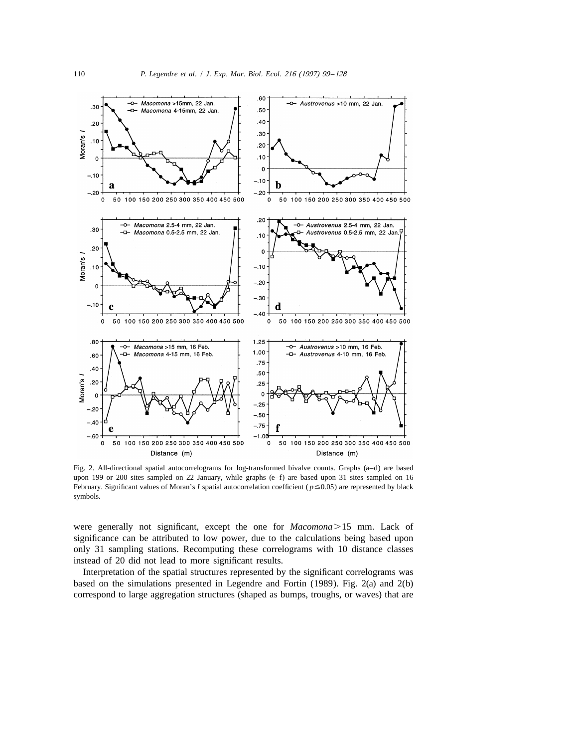Fig. 2. All-directional spatial autocorrelograms for log-transformed bivalve counts. Graphs (a–d) are based upon 199 or 200 sites sampled on 22 January, while graphs (e–f) are based upon 31 sites sampled on 16 February. Significant values of Moran's *I* spatial autocorrelation coefficient ($p \leq 0.05$) are represented by black symbols.

were generally not significant, except the one for *Macomona* > 15 mm. Lack of significance can be attributed to low power, due to the calculations being based upon only 31 sampling stations. Recomputing these correlograms with 10 distance classes instead of 20 did not lead to more significant results.

Interpretation of the spatial structures represented by the significant correlograms was based on the simulations presented in Legendre and Fortin (1989). Fig. 2(a) and 2(b) correspond to large aggregation structures (shaped as bumps, troughs, or waves) that are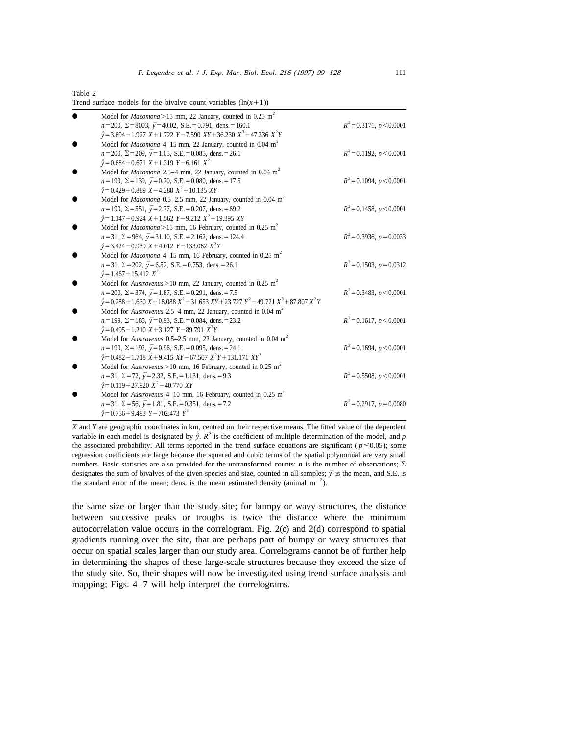Table 2

Trend surface models for the bivalve count variables ($\ln(x+1)$)

| | Model | |
|---|---|---|
| ● | Model for *Macomona* >15 mm, 22 January, counted in 0.25 $m^2$<br>$n=200$, $\Sigma=8003$, $\bar{y}=40.02$, S.E. $=0.791$, dens. $=160.1$<br>$\hat{y}=3.694-1.927\ X+1.722\ Y-7.590\ XY+36.230\ X^3-47.336\ X^2Y$ | $R^2=0.3171$, $p<0.0001$ |
| ● | Model for *Macomona* 4–15 mm, 22 January, counted in 0.04 $m^2$<br>$n=200$, $\Sigma=209$, $\bar{y}=1.05$, S.E. $=0.085$, dens. $=26.1$<br>$\hat{y}=0.684+0.671\ X+1.319\ Y-6.161\ X^2$ | $R^2=0.1192$, $p<0.0001$ |
| ● | Model for *Macomona* 2.5–4 mm, 22 January, counted in 0.04 $m^2$<br>$n=199$, $\Sigma=139$, $\bar{y}=0.70$, S.E. $=0.080$, dens. $=17.5$<br>$\hat{y}=0.429+0.889\ X-4.288\ X^2+10.135\ XY$ | $R^2=0.1094$, $p<0.0001$ |
| ● | Model for *Macomona* 0.5–2.5 mm, 22 January, counted in 0.04 $m^2$<br>$n=199$, $\Sigma=551$, $\bar{y}=2.77$, S.E. $=0.207$, dens. $=69.2$<br>$\hat{y}=1.147+0.924\ X+1.562\ Y-9.212\ X^2+19.395\ XY$ | $R^2=0.1458$, $p<0.0001$ |
| ● | Model for *Macomona* >15 mm, 16 February, counted in 0.25 $m^2$<br>$n=31$, $\Sigma=964$, $\bar{y}=31.10$, S.E. $=2.162$, dens. $=124.4$<br>$\hat{y}=3.424-0.939\ X+4.012\ Y-133.062\ X^2Y$ | $R^2=0.3936$, $p=0.0033$ |
| ● | Model for *Macomona* 4–15 mm, 16 February, counted in 0.25 $m^2$<br>$n=31$, $\Sigma=202$, $\bar{y}=6.52$, S.E. $=0.753$, dens. $=26.1$<br>$\hat{y}=1.467+15.412\ X^2$ | $R^2=0.1503$, $p=0.0312$ |
| ● | Model for *Austrovenus* >10 mm, 22 January, counted in 0.25 $m^2$<br>$n=200$, $\Sigma=374$, $\bar{y}=1.87$, S.E. $=0.291$, dens. $=7.5$<br>$\hat{y}=0.288+1.630\ X+18.088\ X^2-31.653\ XY+23.727\ Y^2-49.721\ X^3+87.807\ X^2Y$ | $R^2=0.3483$, $p<0.0001$ |
| ● | Model for *Austrovenus* 2.5–4 mm, 22 January, counted in 0.04 $m^2$<br>$n=199$, $\Sigma=185$, $\bar{y}=0.93$, S.E. $=0.084$, dens. $=23.2$<br>$\hat{y}=0.495-1.210\ X+3.127\ Y-89.791\ X^2Y$ | $R^2=0.1617$, $p<0.0001$ |
| ● | Model for *Austrovenus* 0.5–2.5 mm, 22 January, counted in 0.04 $m^2$<br>$n=199$, $\Sigma=192$, $\bar{y}=0.96$, S.E. $=0.095$, dens. $=24.1$<br>$\hat{y}=0.482-1.718\ X+9.415\ XY-67.507\ X^2Y+131.171\ XY^2$ | $R^2=0.1694$, $p<0.0001$ |
| ● | Model for *Austrovenus* >10 mm, 16 February, counted in 0.25 $m^2$<br>$n=31$, $\Sigma=72$, $\bar{y}=2.32$, S.E. $=1.131$, dens. $=9.3$<br>$\hat{y}=0.119+27.920\ X^2-40.770\ XY$ | $R^2=0.5508$, $p<0.0001$ |
| ● | Model for *Austrovenus* 4–10 mm, 16 February, counted in 0.25 $m^2$<br>$n=31$, $\Sigma=56$, $\bar{y}=1.81$, S.E. $=0.351$, dens. $=7.2$<br>$\hat{y}=0.756+9.493\ Y-702.473\ Y^3$ | $R^2=0.2917$, $p=0.0080$ |

$X$ and $Y$ are geographic coordinates in km, centred on their respective means. The fitted value of the dependent variable in each model is designated by $\hat{y}$. $R^2$ is the coefficient of multiple determination of the model, and $p$ the associated probability. All terms reported in the trend surface equations are significant ($p \leq 0.05$); some regression coefficients are large because the squared and cubic terms of the spatial polynomial are very small numbers. Basic statistics are also provided for the untransformed counts: $n$ is the number of observations; $\Sigma$ designates the sum of bivalves of the given species and size, counted in all samples; $\bar{y}$ is the mean, and S.E. is the standard error of the mean; dens. is the mean estimated density (animal$\cdot m^{-2}$).

the same size or larger than the study site; for bumpy or wavy structures, the distance between successive peaks or troughs is twice the distance where the minimum autocorrelation value occurs in the correlogram. Fig. 2(c) and 2(d) correspond to spatial gradients running over the site, that are perhaps part of bumpy or wavy structures that occur on spatial scales larger than our study area. Correlograms cannot be of further help in determining the shapes of these large-scale structures because they exceed the size of the study site. So, their shapes will now be investigated using trend surface analysis and mapping; Figs. 4–7 will help interpret the correlograms.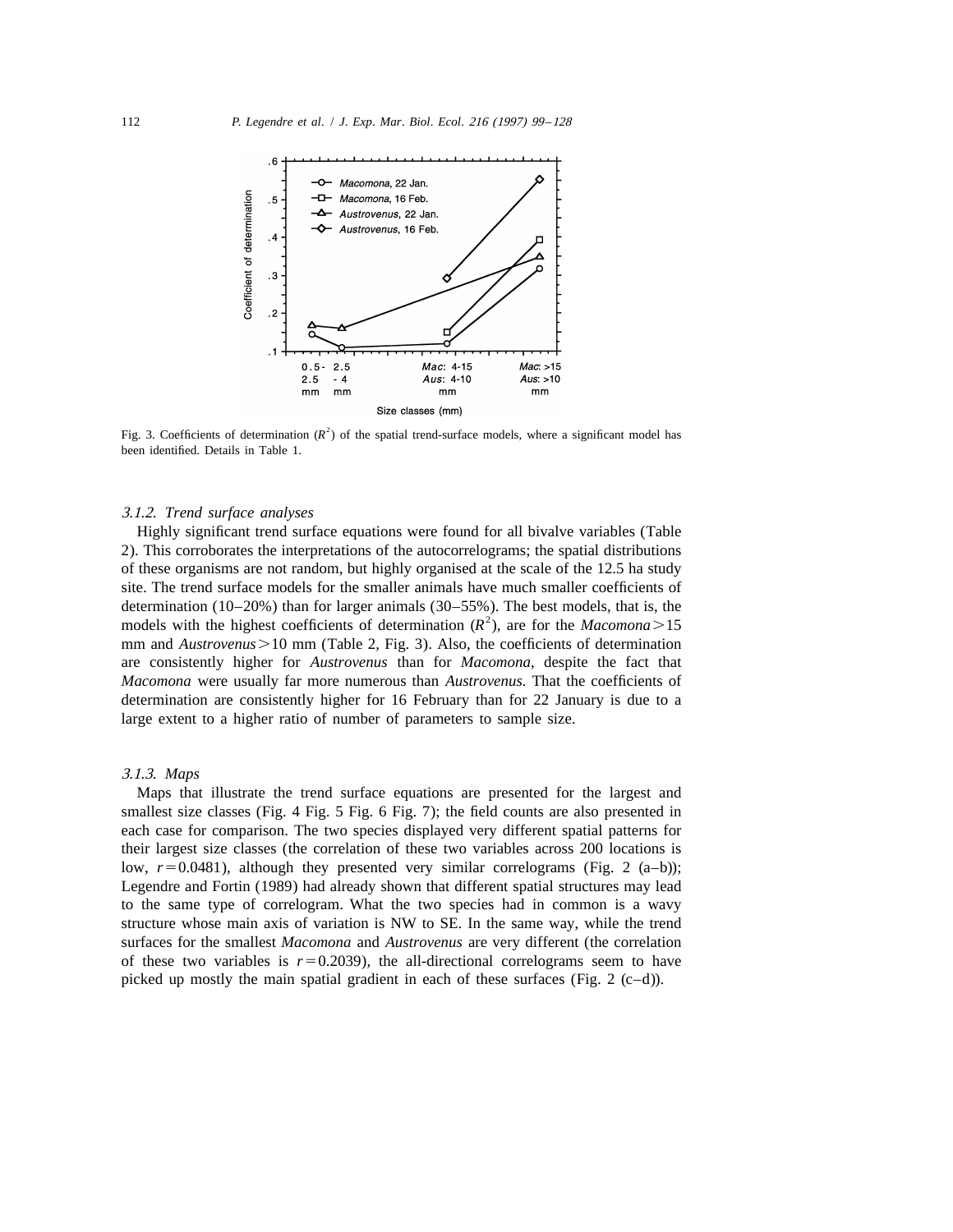Fig. 3. Coefficients of determination ($R^2$) of the spatial trend-surface models, where a significant model has been identified. Details in Table 1.

### 3.1.2. Trend surface analyses

Highly significant trend surface equations were found for all bivalve variables (Table 2). This corroborates the interpretations of the autocorrelograms; the spatial distributions of these organisms are not random, but highly organised at the scale of the 12.5 ha study site. The trend surface models for the smaller animals have much smaller coefficients of determination (10–20%) than for larger animals (30–55%). The best models, that is, the models with the highest coefficients of determination ($R^2$), are for the *Macomona* > 15 mm and *Austrovenus* > 10 mm (Table 2, Fig. 3). Also, the coefficients of determination are consistently higher for *Austrovenus* than for *Macomona*, despite the fact that *Macomona* were usually far more numerous than *Austrovenus*. That the coefficients of determination are consistently higher for 16 February than for 22 January is due to a large extent to a higher ratio of number of parameters to sample size.

### 3.1.3. Maps

Maps that illustrate the trend surface equations are presented for the largest and smallest size classes (Fig. 4 Fig. 5 Fig. 6 Fig. 7); the field counts are also presented in each case for comparison. The two species displayed very different spatial patterns for their largest size classes (the correlation of these two variables across 200 locations is low, $r = 0.0481$), although they presented very similar correlograms (Fig. 2 (a–b)); Legendre and Fortin (1989) had already shown that different spatial structures may lead to the same type of correlogram. What the two species had in common is a wavy structure whose main axis of variation is NW to SE. In the same way, while the trend surfaces for the smallest *Macomona* and *Austrovenus* are very different (the correlation of these two variables is $r = 0.2039$), the all-directional correlograms seem to have picked up mostly the main spatial gradient in each of these surfaces (Fig. 2 (c–d)).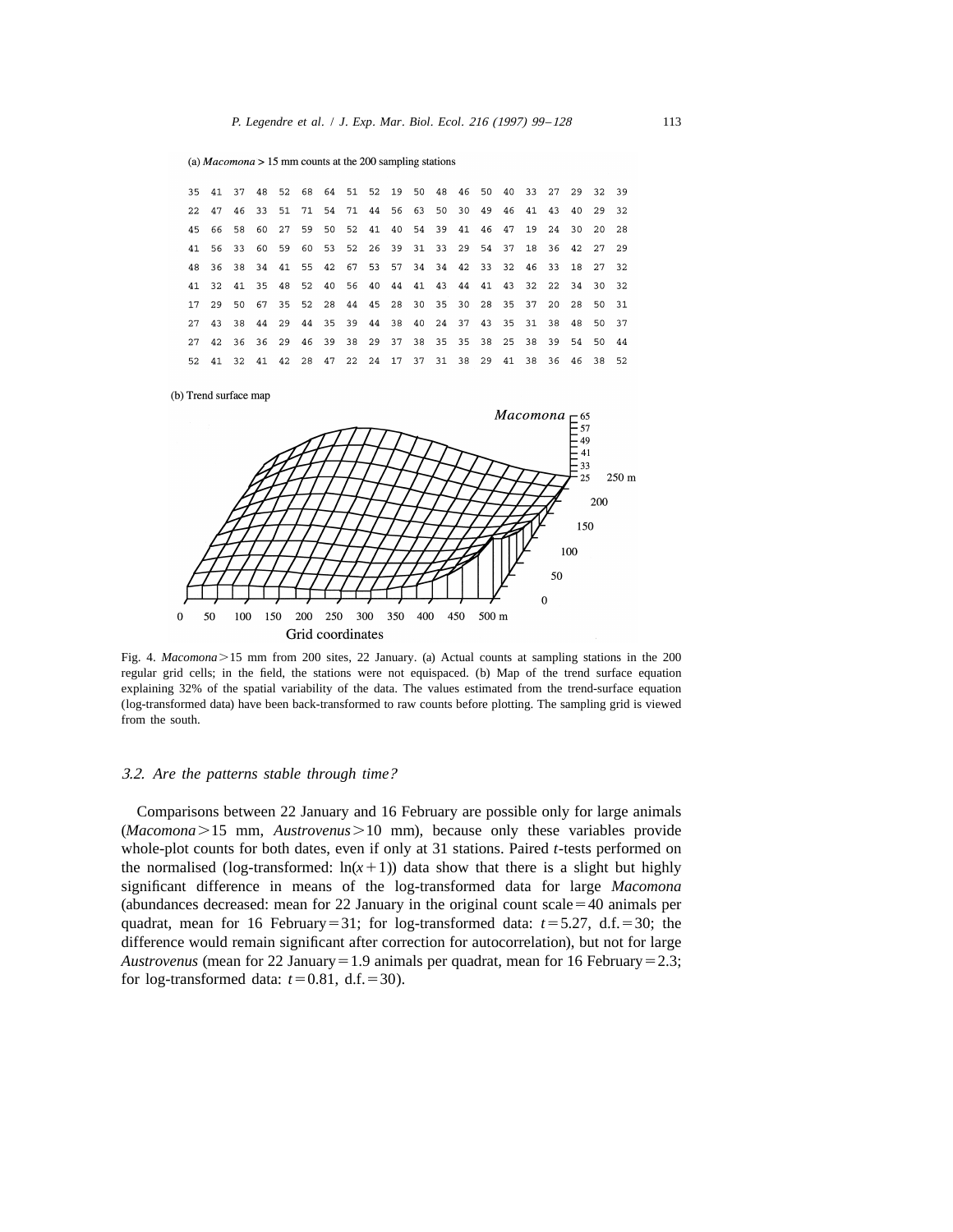(a) *Macomona* > 15 mm counts at the 200 sampling stations

| | | | | | | | | | | | | | | | | | | | |
|---|---|---|---|---|---|---|---|---|---|---|---|---|---|---|---|---|---|---|---|
| 35 | 41 | 37 | 48 | 52 | 68 | 64 | 51 | 52 | 19 | 50 | 48 | 46 | 50 | 40 | 33 | 27 | 29 | 32 | 39 |
| 22 | 47 | 46 | 33 | 51 | 71 | 54 | 71 | 44 | 56 | 63 | 50 | 30 | 49 | 46 | 41 | 43 | 40 | 29 | 32 |
| 45 | 66 | 58 | 60 | 27 | 59 | 50 | 52 | 41 | 40 | 54 | 39 | 41 | 46 | 47 | 19 | 24 | 30 | 20 | 28 |
| 41 | 56 | 33 | 60 | 59 | 60 | 53 | 52 | 26 | 39 | 31 | 33 | 29 | 54 | 37 | 18 | 36 | 42 | 27 | 29 |
| 48 | 36 | 38 | 34 | 41 | 55 | 42 | 67 | 53 | 57 | 34 | 34 | 42 | 33 | 32 | 46 | 33 | 18 | 27 | 32 |
| 41 | 32 | 41 | 35 | 48 | 52 | 40 | 56 | 40 | 44 | 41 | 43 | 44 | 41 | 43 | 32 | 22 | 34 | 30 | 32 |
| 17 | 29 | 50 | 67 | 35 | 52 | 28 | 44 | 45 | 28 | 30 | 35 | 30 | 28 | 35 | 37 | 20 | 28 | 50 | 31 |
| 27 | 43 | 38 | 44 | 29 | 44 | 35 | 39 | 44 | 38 | 40 | 24 | 37 | 43 | 35 | 31 | 38 | 48 | 50 | 37 |
| 27 | 42 | 36 | 36 | 29 | 46 | 39 | 38 | 29 | 37 | 38 | 35 | 35 | 38 | 25 | 38 | 39 | 54 | 50 | 44 |
| 52 | 41 | 32 | 41 | 42 | 28 | 47 | 22 | 24 | 17 | 37 | 31 | 38 | 29 | 41 | 38 | 36 | 46 | 38 | 52 |

(b) Trend surface map

Fig. 4. *Macomona* > 15 mm from 200 sites, 22 January. (a) Actual counts at sampling stations in the 200 regular grid cells; in the field, the stations were not equispaced. (b) Map of the trend surface equation explaining 32% of the spatial variability of the data. The values estimated from the trend-surface equation (log-transformed data) have been back-transformed to raw counts before plotting. The sampling grid is viewed from the south.

### 3.2. Are the patterns stable through time?

Comparisons between 22 January and 16 February are possible only for large animals (*Macomona* > 15 mm, *Austrovenus* > 10 mm), because only these variables provide whole-plot counts for both dates, even if only at 31 stations. Paired *t*-tests performed on the normalised (log-transformed: $\ln(x+1)$) data show that there is a slight but highly significant difference in means of the log-transformed data for large *Macomona* (abundances decreased: mean for 22 January in the original count scale = 40 animals per quadrat, mean for 16 February = 31; for log-transformed data: $t = 5.27$, d.f. = 30; the difference would remain significant after correction for autocorrelation), but not for large *Austrovenus* (mean for 22 January = 1.9 animals per quadrat, mean for 16 February = 2.3; for log-transformed data: $t = 0.81$, d.f. = 30).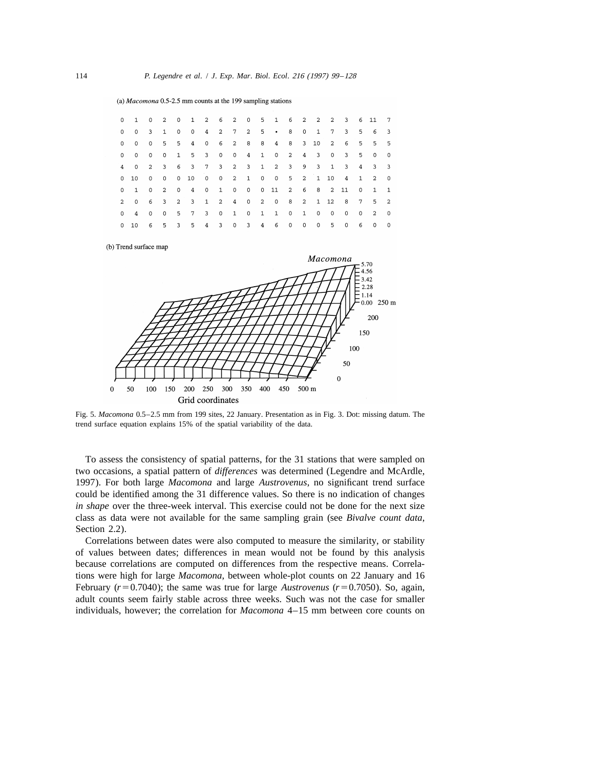(a) *Macomona* 0.5-2.5 mm counts at the 199 sampling stations

```
0   1   0   2   0   1   2   6   2   0   5   1   6   2   2   2   3   6  11   7
0   0   3   1   0   0   4   2   7   2   5   •   8   0   1   7   3   5   6   3
0   0   0   5   5   4   0   6   2   8   8   4   8   3  10   2   6   5   5   5
0   0   0   0   1   5   3   0   0   4   1   0   2   4   3   0   3   5   0   0
4   0   2   3   6   3   7   3   2   3   1   2   3   9   3   1   3   4   3   3
0  10   0   0   0  10   0   0   2   1   0   0   5   2   1  10   4   1   2   0
0   1   0   2   0   4   0   1   0   0   0  11   2   6   8   2  11   0   1   1
2   0   6   3   2   3   1   2   4   0   2   0   8   2   1  12   8   7   5   2
0   4   0   0   5   7   3   0   1   0   1   1   0   1   0   0   0   0   2   0
0  10   6   5   3   5   4   3   0   3   4   6   0   0   0   5   0   6   0   0
```

(b) Trend surface map

Fig. 5. *Macomona* 0.5–2.5 mm from 199 sites, 22 January. Presentation as in Fig. 3. Dot: missing datum. The trend surface equation explains 15% of the spatial variability of the data.

To assess the consistency of spatial patterns, for the 31 stations that were sampled on two occasions, a spatial pattern of *differences* was determined (Legendre and McArdle, 1997). For both large *Macomona* and large *Austrovenus*, no significant trend surface could be identified among the 31 difference values. So there is no indication of changes *in shape* over the three-week interval. This exercise could not be done for the next size class as data were not available for the same sampling grain (see *Bivalve count data*, Section 2.2).

Correlations between dates were also computed to measure the similarity, or stability of values between dates; differences in mean would not be found by this analysis because correlations are computed on differences from the respective means. Correlations were high for large *Macomona*, between whole-plot counts on 22 January and 16 February ($r = 0.7040$); the same was true for large *Austrovenus* ($r = 0.7050$). So, again, adult counts seem fairly stable across three weeks. Such was not the case for smaller individuals, however; the correlation for *Macomona* 4–15 mm between core counts on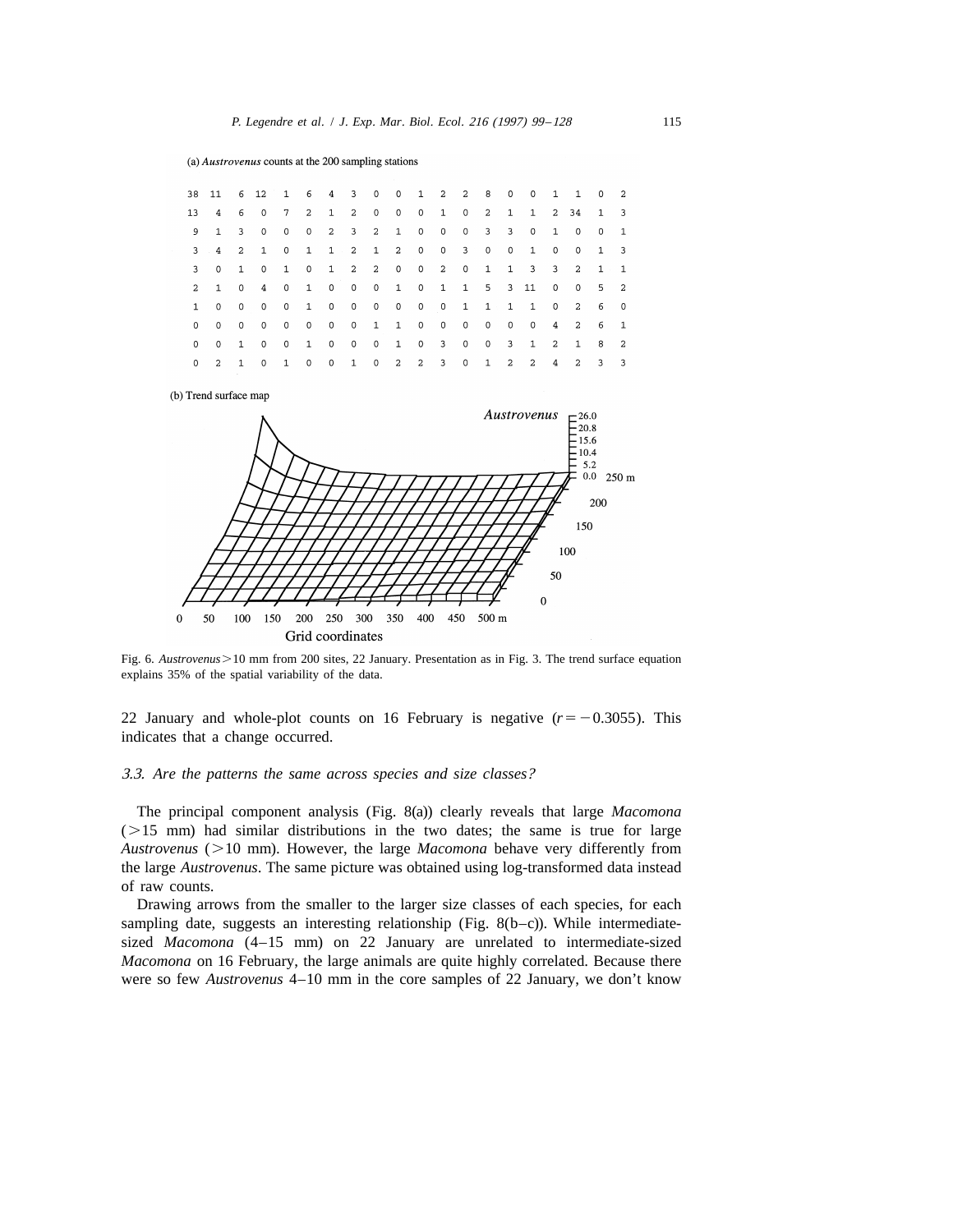(a) *Austrovenus* counts at the 200 sampling stations

```
38  11   6  12   1   6   4   3   0   0   1   2   2   8   0   0   1   1   0   2
13   4   6   0   7   2   1   2   0   0   0   1   0   2   1   1   2  34   1   3
 9   1   3   0   0   0   2   3   2   1   0   0   0   3   3   0   1   0   0   1
 3   4   2   1   0   1   1   2   1   2   0   0   3   0   0   1   0   0   1   3
 3   0   1   0   1   0   1   2   2   0   0   2   0   1   1   3   3   2   1   1
 2   1   0   4   0   1   0   0   0   1   0   1   1   5   3  11   0   0   5   2
 1   0   0   0   0   1   0   0   0   0   0   0   1   1   1   1   0   2   6   0
 0   0   0   0   0   0   0   0   1   1   0   0   0   0   0   0   4   2   6   1
 0   0   1   0   0   1   0   0   0   1   0   3   0   0   3   1   2   1   8   2
 0   2   1   0   1   0   0   1   0   2   2   3   0   1   2   2   4   2   3   3
```

(b) Trend surface map

Fig. 6. *Austrovenus* > 10 mm from 200 sites, 22 January. Presentation as in Fig. 3. The trend surface equation explains 35% of the spatial variability of the data.

22 January and whole-plot counts on 16 February is negative ($r = -0.3055$). This indicates that a change occurred.

### *3.3. Are the patterns the same across species and size classes?*

The principal component analysis (Fig. 8(a)) clearly reveals that large *Macomona* (>15 mm) had similar distributions in the two dates; the same is true for large *Austrovenus* (>10 mm). However, the large *Macomona* behave very differently from the large *Austrovenus*. The same picture was obtained using log-transformed data instead of raw counts.

Drawing arrows from the smaller to the larger size classes of each species, for each sampling date, suggests an interesting relationship (Fig. 8(b–c)). While intermediate-sized *Macomona* (4–15 mm) on 22 January are unrelated to intermediate-sized *Macomona* on 16 February, the large animals are quite highly correlated. Because there were so few *Austrovenus* 4–10 mm in the core samples of 22 January, we don't know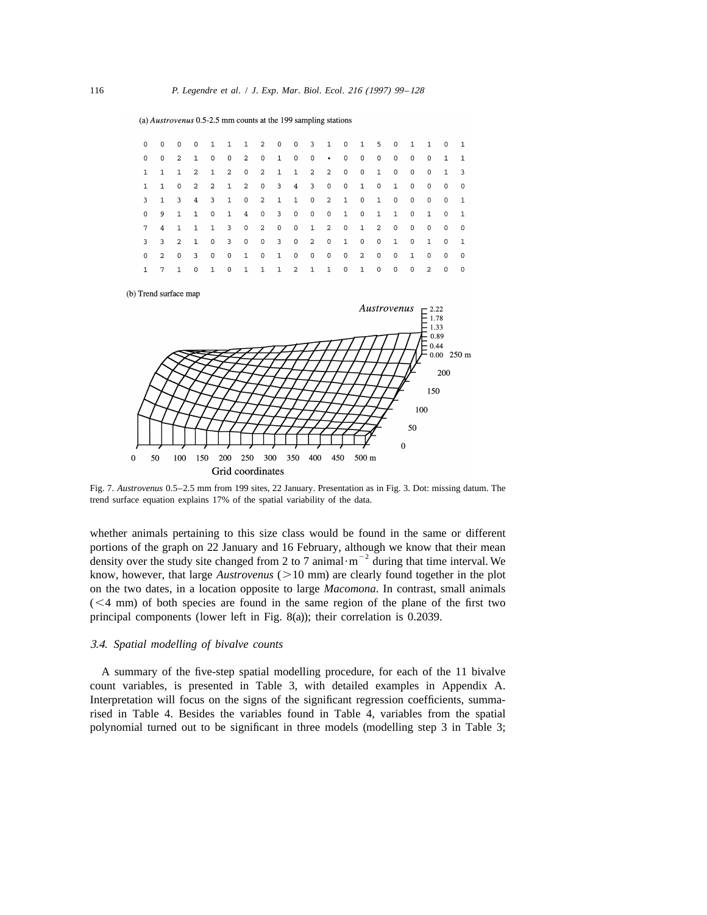(a) *Austrovenus* 0.5-2.5 mm counts at the 199 sampling stations

| | | | | | | | | | | | | | | | | | | | |
|---|---|---|---|---|---|---|---|---|---|---|---|---|---|---|---|---|---|---|---|
| 0 | 0 | 0 | 0 | 1 | 1 | 1 | 2 | 0 | 0 | 3 | 1 | 0 | 1 | 5 | 0 | 1 | 1 | 0 | 1 |
| 0 | 0 | 2 | 1 | 0 | 0 | 2 | 0 | 1 | 0 | 0 | • | 0 | 0 | 0 | 0 | 0 | 0 | 1 | 1 |
| 1 | 1 | 1 | 2 | 1 | 2 | 0 | 2 | 1 | 1 | 2 | 2 | 0 | 0 | 1 | 0 | 0 | 0 | 1 | 3 |
| 1 | 1 | 0 | 2 | 2 | 1 | 2 | 0 | 3 | 4 | 3 | 0 | 0 | 1 | 0 | 1 | 0 | 0 | 0 | 0 |
| 3 | 1 | 3 | 4 | 3 | 1 | 0 | 2 | 1 | 1 | 0 | 2 | 1 | 0 | 1 | 0 | 0 | 0 | 0 | 1 |
| 0 | 9 | 1 | 1 | 0 | 1 | 4 | 0 | 3 | 0 | 0 | 0 | 1 | 0 | 1 | 1 | 0 | 1 | 0 | 1 |
| 7 | 4 | 1 | 1 | 1 | 3 | 0 | 2 | 0 | 0 | 1 | 2 | 0 | 1 | 2 | 0 | 0 | 0 | 0 | 0 |
| 3 | 3 | 2 | 1 | 0 | 3 | 0 | 0 | 3 | 0 | 2 | 0 | 1 | 0 | 0 | 1 | 0 | 1 | 0 | 1 |
| 0 | 2 | 0 | 3 | 0 | 0 | 1 | 0 | 1 | 0 | 0 | 0 | 0 | 2 | 0 | 0 | 1 | 0 | 0 | 0 |
| 1 | 7 | 1 | 0 | 1 | 0 | 1 | 1 | 1 | 2 | 1 | 1 | 0 | 1 | 0 | 0 | 0 | 2 | 0 | 0 |

(b) Trend surface map

Fig. 7. *Austrovenus* 0.5–2.5 mm from 199 sites, 22 January. Presentation as in Fig. 3. Dot: missing datum. The trend surface equation explains 17% of the spatial variability of the data.

whether animals pertaining to this size class would be found in the same or different portions of the graph on 22 January and 16 February, although we know that their mean density over the study site changed from 2 to 7 animal·m$^{-2}$ during that time interval. We know, however, that large *Austrovenus* (>10 mm) are clearly found together in the plot on the two dates, in a location opposite to large *Macomona*. In contrast, small animals (<4 mm) of both species are found in the same region of the plane of the first two principal components (lower left in Fig. 8(a)); their correlation is 0.2039.

### *3.4. Spatial modelling of bivalve counts*

A summary of the five-step spatial modelling procedure, for each of the 11 bivalve count variables, is presented in Table 3, with detailed examples in Appendix A. Interpretation will focus on the signs of the significant regression coefficients, summarised in Table 4. Besides the variables found in Table 4, variables from the spatial polynomial turned out to be significant in three models (modelling step 3 in Table 3;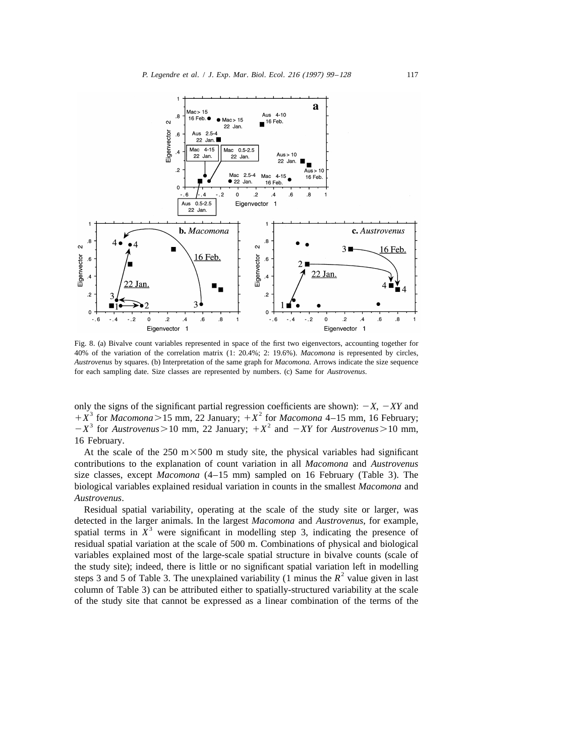Fig. 8. (a) Bivalve count variables represented in space of the first two eigenvectors, accounting together for 40% of the variation of the correlation matrix (1: 20.4%; 2: 19.6%). *Macomona* is represented by circles, *Austrovenus* by squares. (b) Interpretation of the same graph for *Macomona*. Arrows indicate the size sequence for each sampling date. Size classes are represented by numbers. (c) Same for *Austrovenus*.

only the signs of the significant partial regression coefficients are shown): $-X$, $-XY$ and $+X^3$ for *Macomona* > 15 mm, 22 January; $+X^2$ for *Macomona* 4–15 mm, 16 February; $-X^3$ for *Austrovenus* > 10 mm, 22 January; $+X^2$ and $-XY$ for *Austrovenus* > 10 mm, 16 February.

At the scale of the 250 m × 500 m study site, the physical variables had significant contributions to the explanation of count variation in all *Macomona* and *Austrovenus* size classes, except *Macomona* (4–15 mm) sampled on 16 February (Table 3). The biological variables explained residual variation in counts in the smallest *Macomona* and *Austrovenus*.

Residual spatial variability, operating at the scale of the study site or larger, was detected in the larger animals. In the largest *Macomona* and *Austrovenus*, for example, spatial terms in $X^3$ were significant in modelling step 3, indicating the presence of residual spatial variation at the scale of 500 m. Combinations of physical and biological variables explained most of the large-scale spatial structure in bivalve counts (scale of the study site); indeed, there is little or no significant spatial variation left in modelling steps 3 and 5 of Table 3. The unexplained variability (1 minus the $R^2$ value given in last column of Table 3) can be attributed either to spatially-structured variability at the scale of the study site that cannot be expressed as a linear combination of the terms of the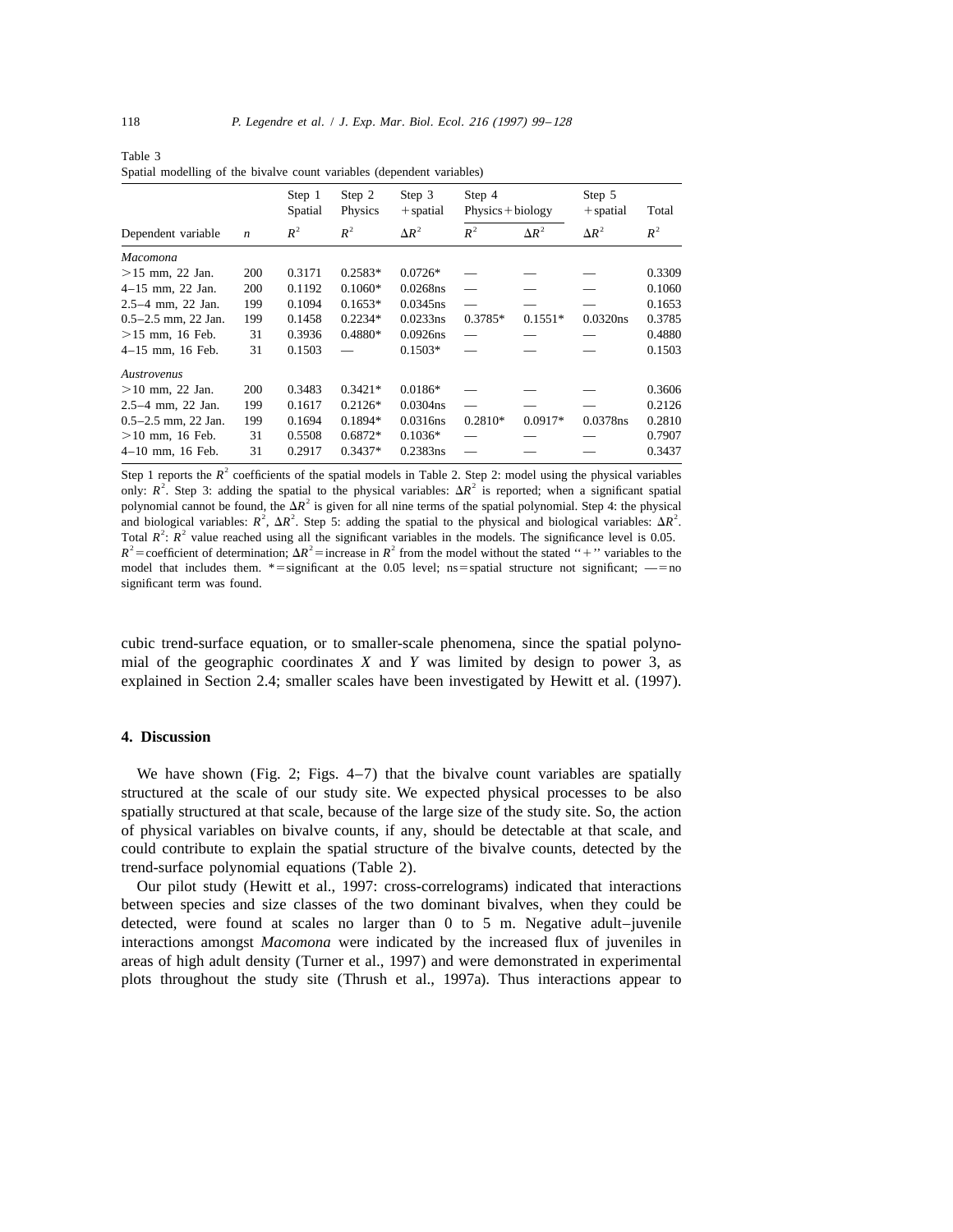Table 3
Spatial modelling of the bivalve count variables (dependent variables)

| | | Step 1 Spatial | Step 2 Physics | Step 3 +spatial | Step 4 Physics+biology | | Step 5 +spatial | Total |
|---|---|---|---|---|---|---|---|---|
| Dependent variable | $n$ | $R^2$ | $R^2$ | $\Delta R^2$ | $R^2$ | $\Delta R^2$ | $\Delta R^2$ | $R^2$ |
| *Macomona* | | | | | | | | |
| >15 mm, 22 Jan. | 200 | 0.3171 | 0.2583* | 0.0726* | — | — | — | 0.3309 |
| 4–15 mm, 22 Jan. | 200 | 0.1192 | 0.1060* | 0.0268ns | — | — | — | 0.1060 |
| 2.5–4 mm, 22 Jan. | 199 | 0.1094 | 0.1653* | 0.0345ns | — | — | — | 0.1653 |
| 0.5–2.5 mm, 22 Jan. | 199 | 0.1458 | 0.2234* | 0.0233ns | 0.3785* | 0.1551* | 0.0320ns | 0.3785 |
| >15 mm, 16 Feb. | 31 | 0.3936 | 0.4880* | 0.0926ns | — | — | — | 0.4880 |
| 4–15 mm, 16 Feb. | 31 | 0.1503 | — | 0.1503* | — | — | — | 0.1503 |
| *Austrovenus* | | | | | | | | |
| >10 mm, 22 Jan. | 200 | 0.3483 | 0.3421* | 0.0186* | — | — | — | 0.3606 |
| 2.5–4 mm, 22 Jan. | 199 | 0.1617 | 0.2126* | 0.0304ns | — | — | — | 0.2126 |
| 0.5–2.5 mm, 22 Jan. | 199 | 0.1694 | 0.1894* | 0.0316ns | 0.2810* | 0.0917* | 0.0378ns | 0.2810 |
| >10 mm, 16 Feb. | 31 | 0.5508 | 0.6872* | 0.1036* | — | — | — | 0.7907 |
| 4–10 mm, 16 Feb. | 31 | 0.2917 | 0.3437* | 0.2383ns | — | — | — | 0.3437 |

Step 1 reports the $R^2$ coefficients of the spatial models in Table 2. Step 2: model using the physical variables only: $R^2$. Step 3: adding the spatial to the physical variables: $\Delta R^2$ is reported; when a significant spatial polynomial cannot be found, the $\Delta R^2$ is given for all nine terms of the spatial polynomial. Step 4: the physical and biological variables: $R^2$, $\Delta R^2$. Step 5: adding the spatial to the physical and biological variables: $\Delta R^2$. Total $R^2$: $R^2$ value reached using all the significant variables in the models. The significance level is 0.05. $R^2$ = coefficient of determination; $\Delta R^2$ = increase in $R^2$ from the model without the stated "+" variables to the model that includes them. * = significant at the 0.05 level; ns = spatial structure not significant; — = no significant term was found.

cubic trend-surface equation, or to smaller-scale phenomena, since the spatial polynomial of the geographic coordinates $X$ and $Y$ was limited by design to power 3, as explained in Section 2.4; smaller scales have been investigated by Hewitt et al. (1997).

## 4. Discussion

We have shown (Fig. 2; Figs. 4–7) that the bivalve count variables are spatially structured at the scale of our study site. We expected physical processes to be also spatially structured at that scale, because of the large size of the study site. So, the action of physical variables on bivalve counts, if any, should be detectable at that scale, and could contribute to explain the spatial structure of the bivalve counts, detected by the trend-surface polynomial equations (Table 2).

Our pilot study (Hewitt et al., 1997: cross-correlograms) indicated that interactions between species and size classes of the two dominant bivalves, when they could be detected, were found at scales no larger than 0 to 5 m. Negative adult–juvenile interactions amongst *Macomona* were indicated by the increased flux of juveniles in areas of high adult density (Turner et al., 1997) and were demonstrated in experimental plots throughout the study site (Thrush et al., 1997a). Thus interactions appear to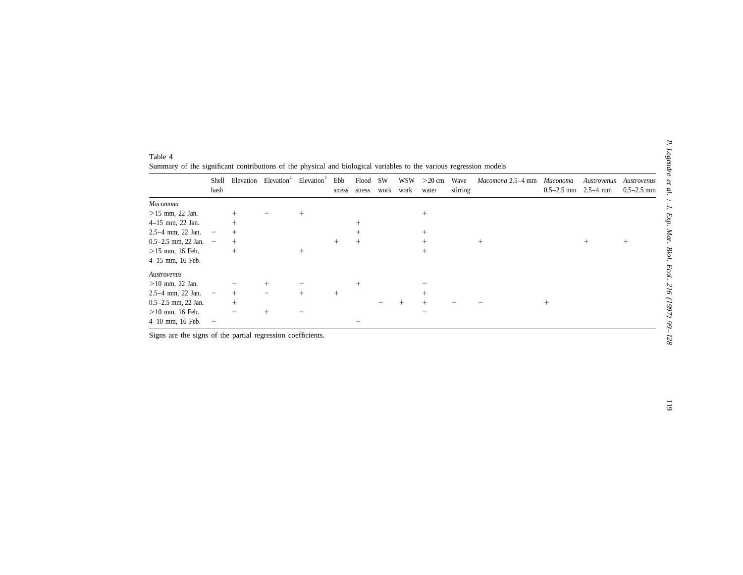Table 4

Summary of the significant contributions of the physical and biological variables to the various regression models

| | Shell hash | Elevation | Elevation$^2$ | Elevation$^3$ | Ebb stress | Flood stress | SW work | WSW work | >20 cm water | Wave stirring | *Macomona* 2.5–4 mm | *Maconoma* 0.5–2.5 mm | *Austrovenus* 2.5–4 mm | *Austrovenus* 0.5–2.5 mm |
|---|---|---|---|---|---|---|---|---|---|---|---|---|---|---|
| *Macomona* | | | | | | | | | | | | | | |
| >15 mm, 22 Jan. | | + | − | + | | | | | + | | | | | |
| 4–15 mm, 22 Jan. | | + | | | | + | | | | | | | | |
| 2.5–4 mm, 22 Jan. | − | + | | | | + | | | + | | | | | |
| 0.5–2.5 mm, 22 Jan. | − | + | | | + | + | | | + | | + | | + | + |
| >15 mm, 16 Feb. | | + | | + | | | | | + | | | | | |
| 4–15 mm, 16 Feb. | | | | | | | | | | | | | | |
| *Austrovenus* | | | | | | | | | | | | | | |
| >10 mm, 22 Jan. | | − | + | − | | + | | | − | | | | | |
| 2.5–4 mm, 22 Jan. | − | + | − | + | + | | | | + | | | | | |
| 0.5–2.5 mm, 22 Jan. | | + | | | | | − | + | + | − | − | + | | |
| >10 mm, 16 Feb. | | − | + | − | | | | | − | | | | | |
| 4–10 mm, 16 Feb. | − | | | | | − | | | | | | | | |

Signs are the signs of the partial regression coefficients.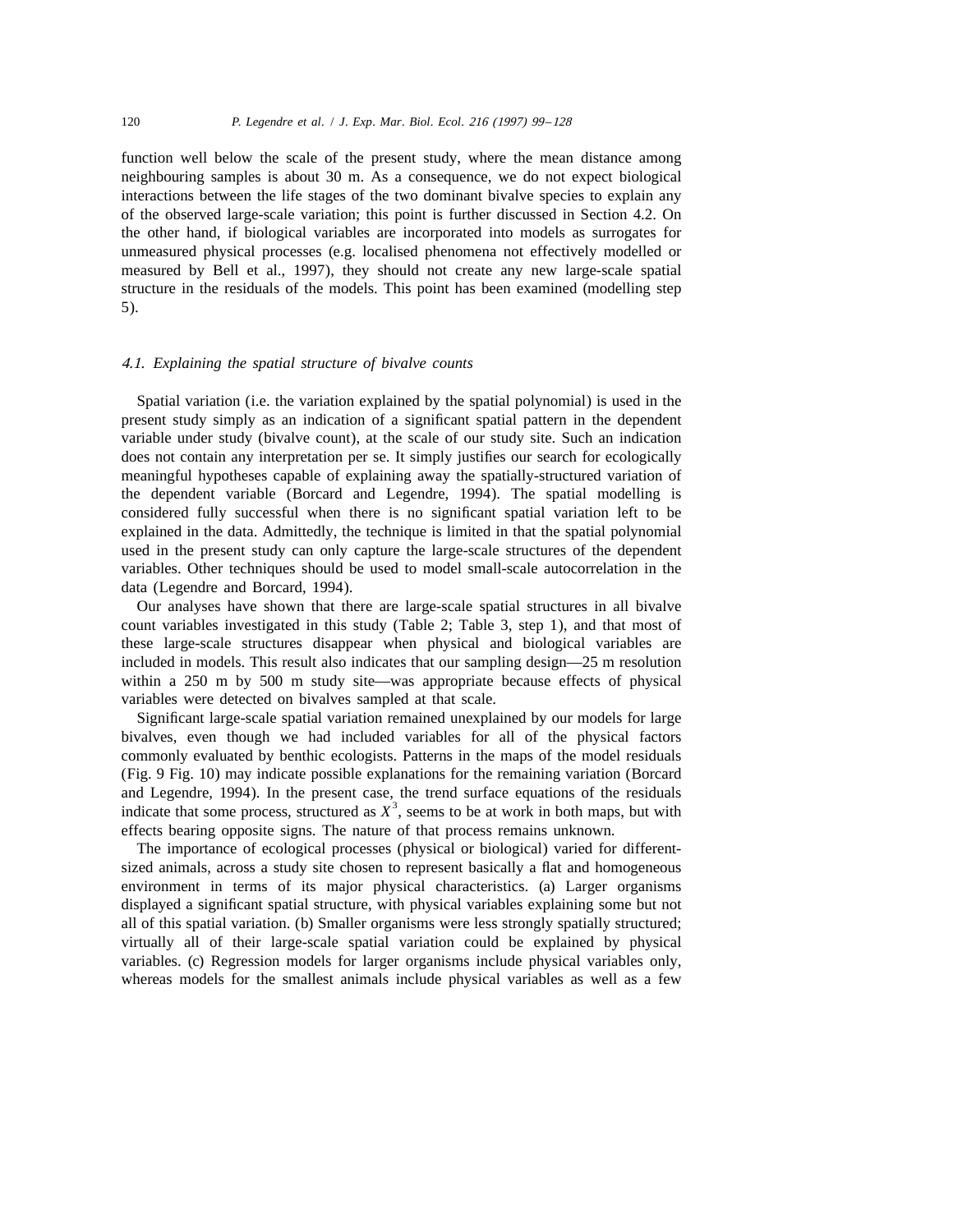function well below the scale of the present study, where the mean distance among neighbouring samples is about 30 m. As a consequence, we do not expect biological interactions between the life stages of the two dominant bivalve species to explain any of the observed large-scale variation; this point is further discussed in Section 4.2. On the other hand, if biological variables are incorporated into models as surrogates for unmeasured physical processes (e.g. localised phenomena not effectively modelled or measured by Bell et al., 1997), they should not create any new large-scale spatial structure in the residuals of the models. This point has been examined (modelling step 5).

### *4.1. Explaining the spatial structure of bivalve counts*

Spatial variation (i.e. the variation explained by the spatial polynomial) is used in the present study simply as an indication of a significant spatial pattern in the dependent variable under study (bivalve count), at the scale of our study site. Such an indication does not contain any interpretation per se. It simply justifies our search for ecologically meaningful hypotheses capable of explaining away the spatially-structured variation of the dependent variable (Borcard and Legendre, 1994). The spatial modelling is considered fully successful when there is no significant spatial variation left to be explained in the data. Admittedly, the technique is limited in that the spatial polynomial used in the present study can only capture the large-scale structures of the dependent variables. Other techniques should be used to model small-scale autocorrelation in the data (Legendre and Borcard, 1994).

Our analyses have shown that there are large-scale spatial structures in all bivalve count variables investigated in this study (Table 2; Table 3, step 1), and that most of these large-scale structures disappear when physical and biological variables are included in models. This result also indicates that our sampling design—25 m resolution within a 250 m by 500 m study site—was appropriate because effects of physical variables were detected on bivalves sampled at that scale.

Significant large-scale spatial variation remained unexplained by our models for large bivalves, even though we had included variables for all of the physical factors commonly evaluated by benthic ecologists. Patterns in the maps of the model residuals (Fig. 9 Fig. 10) may indicate possible explanations for the remaining variation (Borcard and Legendre, 1994). In the present case, the trend surface equations of the residuals indicate that some process, structured as $X^3$, seems to be at work in both maps, but with effects bearing opposite signs. The nature of that process remains unknown.

The importance of ecological processes (physical or biological) varied for different-sized animals, across a study site chosen to represent basically a flat and homogeneous environment in terms of its major physical characteristics. (a) Larger organisms displayed a significant spatial structure, with physical variables explaining some but not all of this spatial variation. (b) Smaller organisms were less strongly spatially structured; virtually all of their large-scale spatial variation could be explained by physical variables. (c) Regression models for larger organisms include physical variables only, whereas models for the smallest animals include physical variables as well as a few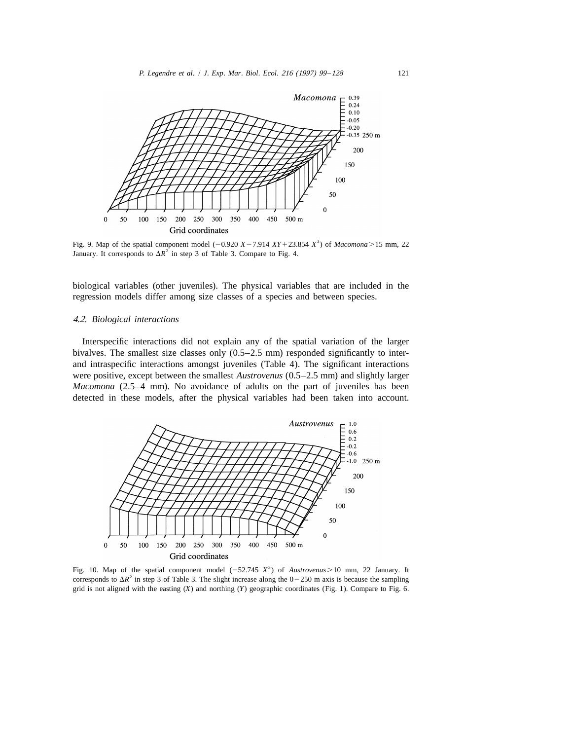Fig. 9. Map of the spatial component model ($-0.920\ X - 7.914\ XY + 23.854\ X^3$) of *Macomona*>15 mm, 22 January. It corresponds to $\Delta R^2$ in step 3 of Table 3. Compare to Fig. 4.

biological variables (other juveniles). The physical variables that are included in the regression models differ among size classes of a species and between species.

### *4.2. Biological interactions*

Interspecific interactions did not explain any of the spatial variation of the larger bivalves. The smallest size classes only (0.5–2.5 mm) responded significantly to inter- and intraspecific interactions amongst juveniles (Table 4). The significant interactions were positive, except between the smallest *Austrovenus* (0.5–2.5 mm) and slightly larger *Macomona* (2.5–4 mm). No avoidance of adults on the part of juveniles has been detected in these models, after the physical variables had been taken into account.

Fig. 10. Map of the spatial component model ($-52.745\ X^3$) of *Austrovenus*>10 mm, 22 January. It corresponds to $\Delta R^2$ in step 3 of Table 3. The slight increase along the 0−250 m axis is because the sampling grid is not aligned with the easting ($X$) and northing ($Y$) geographic coordinates (Fig. 1). Compare to Fig. 6.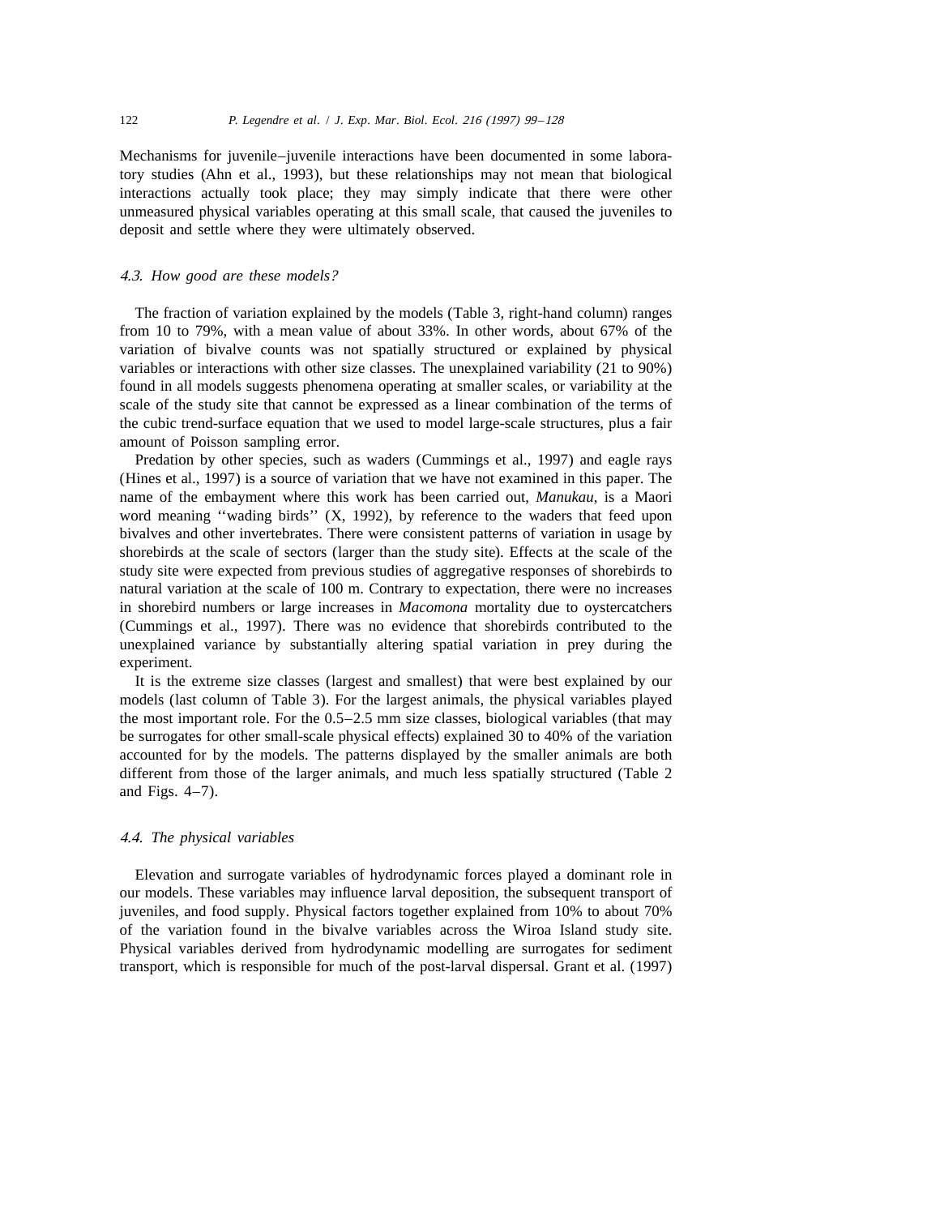Mechanisms for juvenile–juvenile interactions have been documented in some laboratory studies (Ahn et al., 1993), but these relationships may not mean that biological interactions actually took place; they may simply indicate that there were other unmeasured physical variables operating at this small scale, that caused the juveniles to deposit and settle where they were ultimately observed.

### *4.3. How good are these models?*

The fraction of variation explained by the models (Table 3, right-hand column) ranges from 10 to 79%, with a mean value of about 33%. In other words, about 67% of the variation of bivalve counts was not spatially structured or explained by physical variables or interactions with other size classes. The unexplained variability (21 to 90%) found in all models suggests phenomena operating at smaller scales, or variability at the scale of the study site that cannot be expressed as a linear combination of the terms of the cubic trend-surface equation that we used to model large-scale structures, plus a fair amount of Poisson sampling error.

Predation by other species, such as waders (Cummings et al., 1997) and eagle rays (Hines et al., 1997) is a source of variation that we have not examined in this paper. The name of the embayment where this work has been carried out, *Manukau*, is a Maori word meaning ''wading birds'' (X, 1992), by reference to the waders that feed upon bivalves and other invertebrates. There were consistent patterns of variation in usage by shorebirds at the scale of sectors (larger than the study site). Effects at the scale of the study site were expected from previous studies of aggregative responses of shorebirds to natural variation at the scale of 100 m. Contrary to expectation, there were no increases in shorebird numbers or large increases in *Macomona* mortality due to oystercatchers (Cummings et al., 1997). There was no evidence that shorebirds contributed to the unexplained variance by substantially altering spatial variation in prey during the experiment.

It is the extreme size classes (largest and smallest) that were best explained by our models (last column of Table 3). For the largest animals, the physical variables played the most important role. For the 0.5–2.5 mm size classes, biological variables (that may be surrogates for other small-scale physical effects) explained 30 to 40% of the variation accounted for by the models. The patterns displayed by the smaller animals are both different from those of the larger animals, and much less spatially structured (Table 2 and Figs. 4–7).

### *4.4. The physical variables*

Elevation and surrogate variables of hydrodynamic forces played a dominant role in our models. These variables may influence larval deposition, the subsequent transport of juveniles, and food supply. Physical factors together explained from 10% to about 70% of the variation found in the bivalve variables across the Wiroa Island study site. Physical variables derived from hydrodynamic modelling are surrogates for sediment transport, which is responsible for much of the post-larval dispersal. Grant et al. (1997)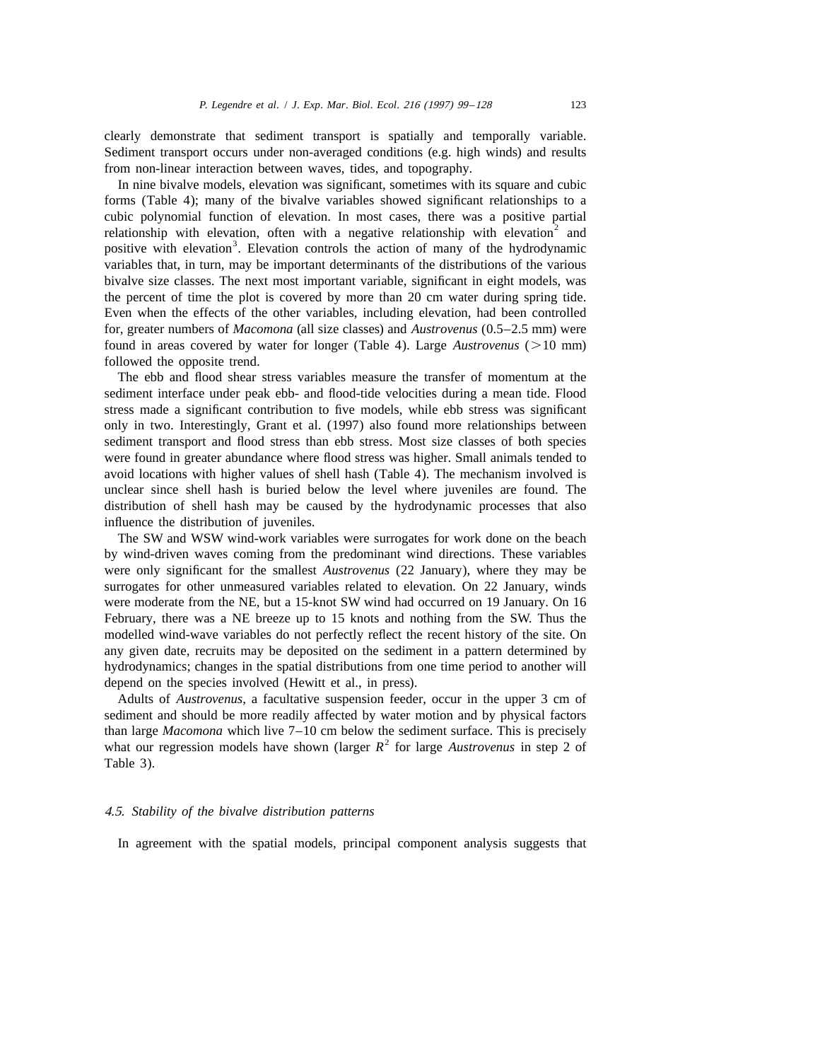clearly demonstrate that sediment transport is spatially and temporally variable. Sediment transport occurs under non-averaged conditions (e.g. high winds) and results from non-linear interaction between waves, tides, and topography.

In nine bivalve models, elevation was significant, sometimes with its square and cubic forms (Table 4); many of the bivalve variables showed significant relationships to a cubic polynomial function of elevation. In most cases, there was a positive partial relationship with elevation, often with a negative relationship with elevation$^2$ and positive with elevation$^3$. Elevation controls the action of many of the hydrodynamic variables that, in turn, may be important determinants of the distributions of the various bivalve size classes. The next most important variable, significant in eight models, was the percent of time the plot is covered by more than 20 cm water during spring tide. Even when the effects of the other variables, including elevation, had been controlled for, greater numbers of *Macomona* (all size classes) and *Austrovenus* (0.5–2.5 mm) were found in areas covered by water for longer (Table 4). Large *Austrovenus* (>10 mm) followed the opposite trend.

The ebb and flood shear stress variables measure the transfer of momentum at the sediment interface under peak ebb- and flood-tide velocities during a mean tide. Flood stress made a significant contribution to five models, while ebb stress was significant only in two. Interestingly, Grant et al. (1997) also found more relationships between sediment transport and flood stress than ebb stress. Most size classes of both species were found in greater abundance where flood stress was higher. Small animals tended to avoid locations with higher values of shell hash (Table 4). The mechanism involved is unclear since shell hash is buried below the level where juveniles are found. The distribution of shell hash may be caused by the hydrodynamic processes that also influence the distribution of juveniles.

The SW and WSW wind-work variables were surrogates for work done on the beach by wind-driven waves coming from the predominant wind directions. These variables were only significant for the smallest *Austrovenus* (22 January), where they may be surrogates for other unmeasured variables related to elevation. On 22 January, winds were moderate from the NE, but a 15-knot SW wind had occurred on 19 January. On 16 February, there was a NE breeze up to 15 knots and nothing from the SW. Thus the modelled wind-wave variables do not perfectly reflect the recent history of the site. On any given date, recruits may be deposited on the sediment in a pattern determined by hydrodynamics; changes in the spatial distributions from one time period to another will depend on the species involved (Hewitt et al., in press).

Adults of *Austrovenus*, a facultative suspension feeder, occur in the upper 3 cm of sediment and should be more readily affected by water motion and by physical factors than large *Macomona* which live 7–10 cm below the sediment surface. This is precisely what our regression models have shown (larger $R^2$ for large *Austrovenus* in step 2 of Table 3).

### *4.5. Stability of the bivalve distribution patterns*

In agreement with the spatial models, principal component analysis suggests that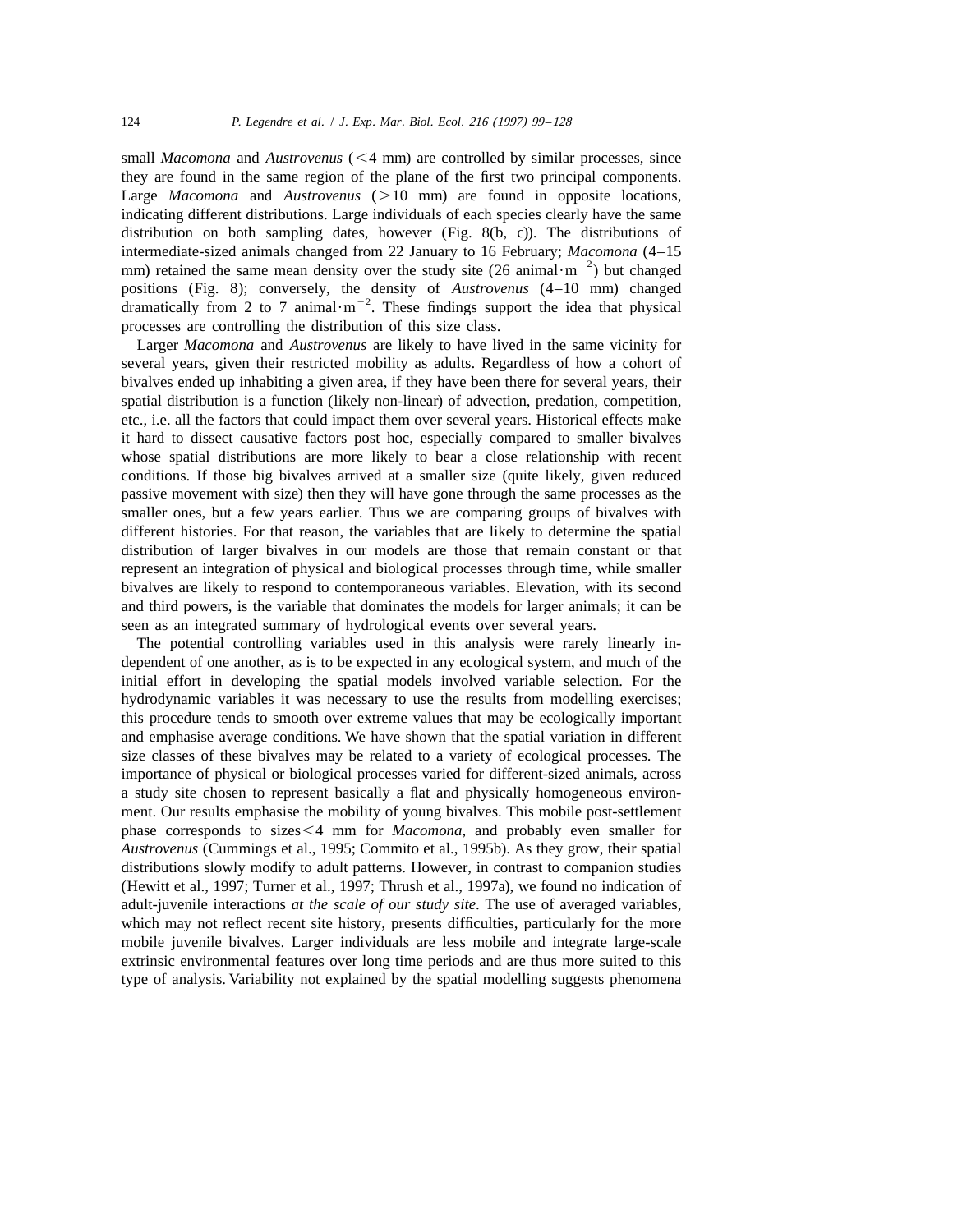small *Macomona* and *Austrovenus* (<4 mm) are controlled by similar processes, since they are found in the same region of the plane of the first two principal components. Large *Macomona* and *Austrovenus* (>10 mm) are found in opposite locations, indicating different distributions. Large individuals of each species clearly have the same distribution on both sampling dates, however (Fig. 8(b, c)). The distributions of intermediate-sized animals changed from 22 January to 16 February; *Macomona* (4–15 mm) retained the same mean density over the study site (26 animal·m$^{-2}$) but changed positions (Fig. 8); conversely, the density of *Austrovenus* (4–10 mm) changed dramatically from 2 to 7 animal·m$^{-2}$. These findings support the idea that physical processes are controlling the distribution of this size class.

Larger *Macomona* and *Austrovenus* are likely to have lived in the same vicinity for several years, given their restricted mobility as adults. Regardless of how a cohort of bivalves ended up inhabiting a given area, if they have been there for several years, their spatial distribution is a function (likely non-linear) of advection, predation, competition, etc., i.e. all the factors that could impact them over several years. Historical effects make it hard to dissect causative factors post hoc, especially compared to smaller bivalves whose spatial distributions are more likely to bear a close relationship with recent conditions. If those big bivalves arrived at a smaller size (quite likely, given reduced passive movement with size) then they will have gone through the same processes as the smaller ones, but a few years earlier. Thus we are comparing groups of bivalves with different histories. For that reason, the variables that are likely to determine the spatial distribution of larger bivalves in our models are those that remain constant or that represent an integration of physical and biological processes through time, while smaller bivalves are likely to respond to contemporaneous variables. Elevation, with its second and third powers, is the variable that dominates the models for larger animals; it can be seen as an integrated summary of hydrological events over several years.

The potential controlling variables used in this analysis were rarely linearly independent of one another, as is to be expected in any ecological system, and much of the initial effort in developing the spatial models involved variable selection. For the hydrodynamic variables it was necessary to use the results from modelling exercises; this procedure tends to smooth over extreme values that may be ecologically important and emphasise average conditions. We have shown that the spatial variation in different size classes of these bivalves may be related to a variety of ecological processes. The importance of physical or biological processes varied for different-sized animals, across a study site chosen to represent basically a flat and physically homogeneous environment. Our results emphasise the mobility of young bivalves. This mobile post-settlement phase corresponds to sizes <4 mm for *Macomona*, and probably even smaller for *Austrovenus* (Cummings et al., 1995; Commito et al., 1995b). As they grow, their spatial distributions slowly modify to adult patterns. However, in contrast to companion studies (Hewitt et al., 1997; Turner et al., 1997; Thrush et al., 1997a), we found no indication of adult-juvenile interactions *at the scale of our study site*. The use of averaged variables, which may not reflect recent site history, presents difficulties, particularly for the more mobile juvenile bivalves. Larger individuals are less mobile and integrate large-scale extrinsic environmental features over long time periods and are thus more suited to this type of analysis. Variability not explained by the spatial modelling suggests phenomena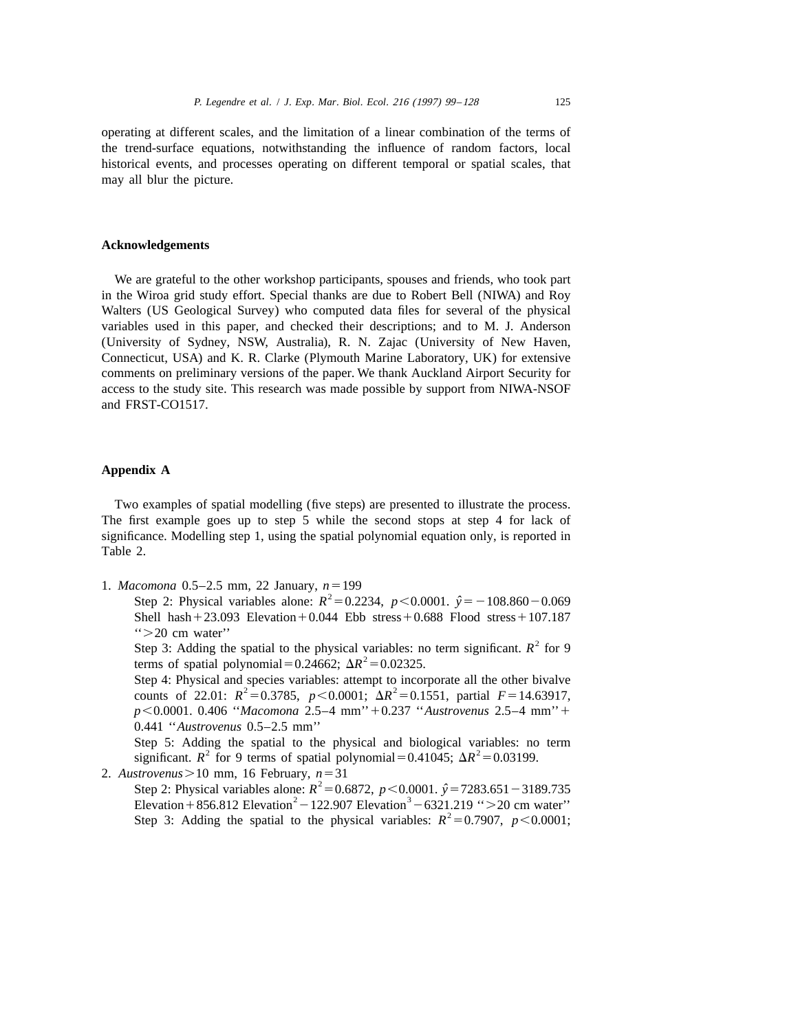operating at different scales, and the limitation of a linear combination of the terms of the trend-surface equations, notwithstanding the influence of random factors, local historical events, and processes operating on different temporal or spatial scales, that may all blur the picture.

## Acknowledgements

We are grateful to the other workshop participants, spouses and friends, who took part in the Wiroa grid study effort. Special thanks are due to Robert Bell (NIWA) and Roy Walters (US Geological Survey) who computed data files for several of the physical variables used in this paper, and checked their descriptions; and to M. J. Anderson (University of Sydney, NSW, Australia), R. N. Zajac (University of New Haven, Connecticut, USA) and K. R. Clarke (Plymouth Marine Laboratory, UK) for extensive comments on preliminary versions of the paper. We thank Auckland Airport Security for access to the study site. This research was made possible by support from NIWA-NSOF and FRST-CO1517.

## Appendix A

Two examples of spatial modelling (five steps) are presented to illustrate the process. The first example goes up to step 5 while the second stops at step 4 for lack of significance. Modelling step 1, using the spatial polynomial equation only, is reported in Table 2.

1. *Macomona* 0.5–2.5 mm, 22 January, $n = 199$

   Step 2: Physical variables alone: $R^2 = 0.2234$, $p < 0.0001$. $\hat{y} = -108.860 - 0.069$ Shell hash $+ 23.093$ Elevation $+ 0.044$ Ebb stress $+ 0.688$ Flood stress $+ 107.187$ ''>20 cm water''

   Step 3: Adding the spatial to the physical variables: no term significant. $R^2$ for 9 terms of spatial polynomial $= 0.24662$; $\Delta R^2 = 0.02325$.

   Step 4: Physical and species variables: attempt to incorporate all the other bivalve counts of 22.01: $R^2 = 0.3785$, $p < 0.0001$; $\Delta R^2 = 0.1551$, partial $F = 14.63917$, $p < 0.0001$. 0.406 ''*Macomona* 2.5–4 mm'' + 0.237 ''*Austrovenus* 2.5–4 mm'' + 0.441 ''*Austrovenus* 0.5–2.5 mm''

   Step 5: Adding the spatial to the physical and biological variables: no term significant. $R^2$ for 9 terms of spatial polynomial $= 0.41045$; $\Delta R^2 = 0.03199$.

2. *Austrovenus* >10 mm, 16 February, $n = 31$

   Step 2: Physical variables alone: $R^2 = 0.6872$, $p < 0.0001$. $\hat{y} = 7283.651 - 3189.735$ Elevation $+ 856.812$ Elevation$^2$ $- 122.907$ Elevation$^3$ $- 6321.219$ ''>20 cm water''

   Step 3: Adding the spatial to the physical variables: $R^2 = 0.7907$, $p < 0.0001$;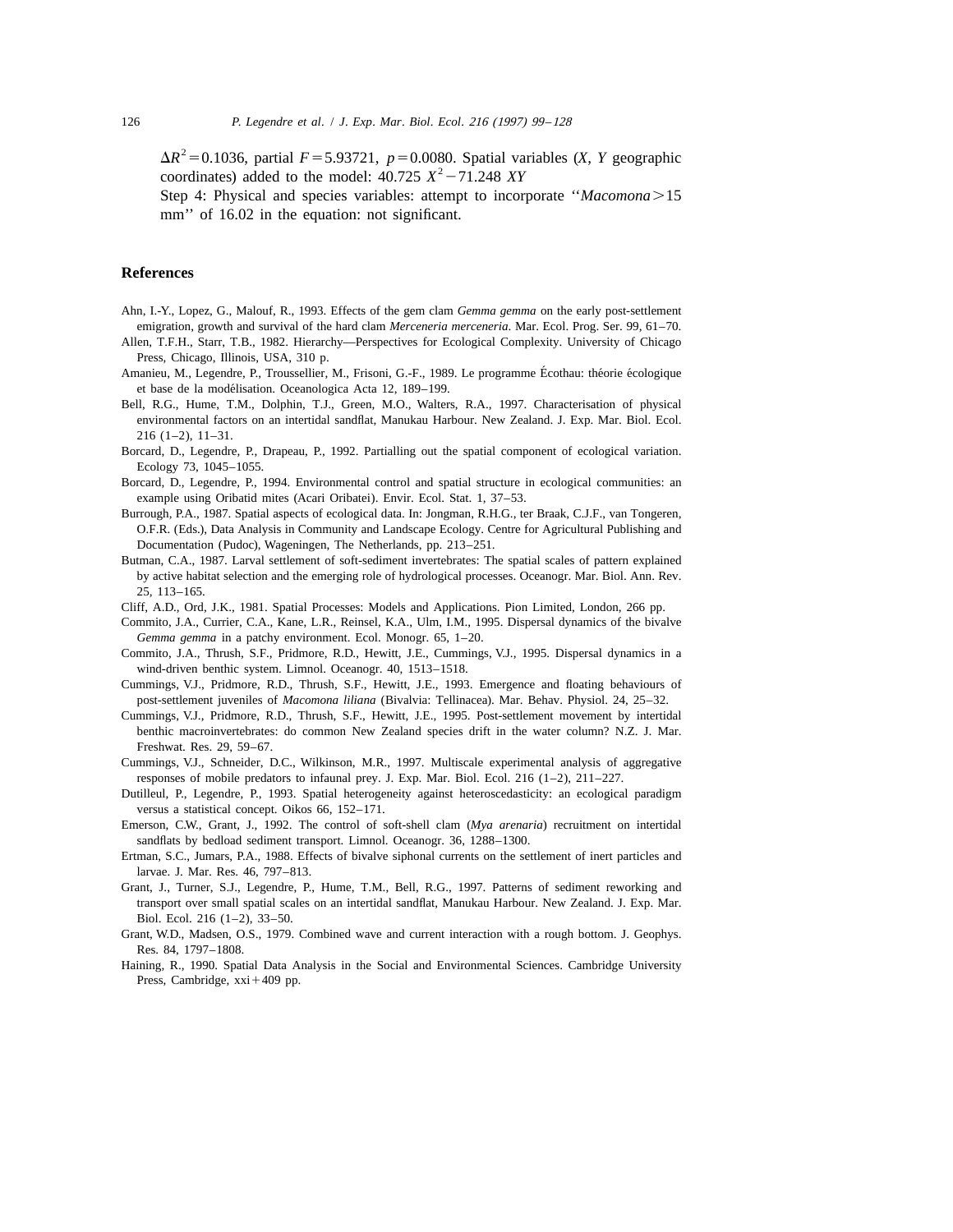$\Delta R^2 = 0.1036$, partial $F = 5.93721$, $p = 0.0080$. Spatial variables ($X$, $Y$ geographic coordinates) added to the model: $40.725\ X^2 - 71.248\ XY$

Step 4: Physical and species variables: attempt to incorporate "*Macomona* > 15 mm" of 16.02 in the equation: not significant.

## References

Ahn, I.-Y., Lopez, G., Malouf, R., 1993. Effects of the gem clam *Gemma gemma* on the early post-settlement emigration, growth and survival of the hard clam *Merceneria merceneria*. Mar. Ecol. Prog. Ser. 99, 61–70.

Allen, T.F.H., Starr, T.B., 1982. Hierarchy—Perspectives for Ecological Complexity. University of Chicago Press, Chicago, Illinois, USA, 310 p.

Amanieu, M., Legendre, P., Troussellier, M., Frisoni, G.-F., 1989. Le programme Écothau: théorie écologique et base de la modélisation. Oceanologica Acta 12, 189–199.

Bell, R.G., Hume, T.M., Dolphin, T.J., Green, M.O., Walters, R.A., 1997. Characterisation of physical environmental factors on an intertidal sandflat, Manukau Harbour. New Zealand. J. Exp. Mar. Biol. Ecol. 216 (1–2), 11–31.

Borcard, D., Legendre, P., Drapeau, P., 1992. Partialling out the spatial component of ecological variation. Ecology 73, 1045–1055.

Borcard, D., Legendre, P., 1994. Environmental control and spatial structure in ecological communities: an example using Oribatid mites (Acari Oribatei). Envir. Ecol. Stat. 1, 37–53.

Burrough, P.A., 1987. Spatial aspects of ecological data. In: Jongman, R.H.G., ter Braak, C.J.F., van Tongeren, O.F.R. (Eds.), Data Analysis in Community and Landscape Ecology. Centre for Agricultural Publishing and Documentation (Pudoc), Wageningen, The Netherlands, pp. 213–251.

Butman, C.A., 1987. Larval settlement of soft-sediment invertebrates: The spatial scales of pattern explained by active habitat selection and the emerging role of hydrological processes. Oceanogr. Mar. Biol. Ann. Rev. 25, 113–165.

Cliff, A.D., Ord, J.K., 1981. Spatial Processes: Models and Applications. Pion Limited, London, 266 pp.

Commito, J.A., Currier, C.A., Kane, L.R., Reinsel, K.A., Ulm, I.M., 1995. Dispersal dynamics of the bivalve *Gemma gemma* in a patchy environment. Ecol. Monogr. 65, 1–20.

Commito, J.A., Thrush, S.F., Pridmore, R.D., Hewitt, J.E., Cummings, V.J., 1995. Dispersal dynamics in a wind-driven benthic system. Limnol. Oceanogr. 40, 1513–1518.

Cummings, V.J., Pridmore, R.D., Thrush, S.F., Hewitt, J.E., 1993. Emergence and floating behaviours of post-settlement juveniles of *Macomona liliana* (Bivalvia: Tellinacea). Mar. Behav. Physiol. 24, 25–32.

Cummings, V.J., Pridmore, R.D., Thrush, S.F., Hewitt, J.E., 1995. Post-settlement movement by intertidal benthic macroinvertebrates: do common New Zealand species drift in the water column? N.Z. J. Mar. Freshwat. Res. 29, 59–67.

Cummings, V.J., Schneider, D.C., Wilkinson, M.R., 1997. Multiscale experimental analysis of aggregative responses of mobile predators to infaunal prey. J. Exp. Mar. Biol. Ecol. 216 (1–2), 211–227.

Dutilleul, P., Legendre, P., 1993. Spatial heterogeneity against heteroscedasticity: an ecological paradigm versus a statistical concept. Oikos 66, 152–171.

Emerson, C.W., Grant, J., 1992. The control of soft-shell clam (*Mya arenaria*) recruitment on intertidal sandflats by bedload sediment transport. Limnol. Oceanogr. 36, 1288–1300.

Ertman, S.C., Jumars, P.A., 1988. Effects of bivalve siphonal currents on the settlement of inert particles and larvae. J. Mar. Res. 46, 797–813.

Grant, J., Turner, S.J., Legendre, P., Hume, T.M., Bell, R.G., 1997. Patterns of sediment reworking and transport over small spatial scales on an intertidal sandflat, Manukau Harbour. New Zealand. J. Exp. Mar. Biol. Ecol. 216 (1–2), 33–50.

Grant, W.D., Madsen, O.S., 1979. Combined wave and current interaction with a rough bottom. J. Geophys. Res. 84, 1797–1808.

Haining, R., 1990. Spatial Data Analysis in the Social and Environmental Sciences. Cambridge University Press, Cambridge, xxi + 409 pp.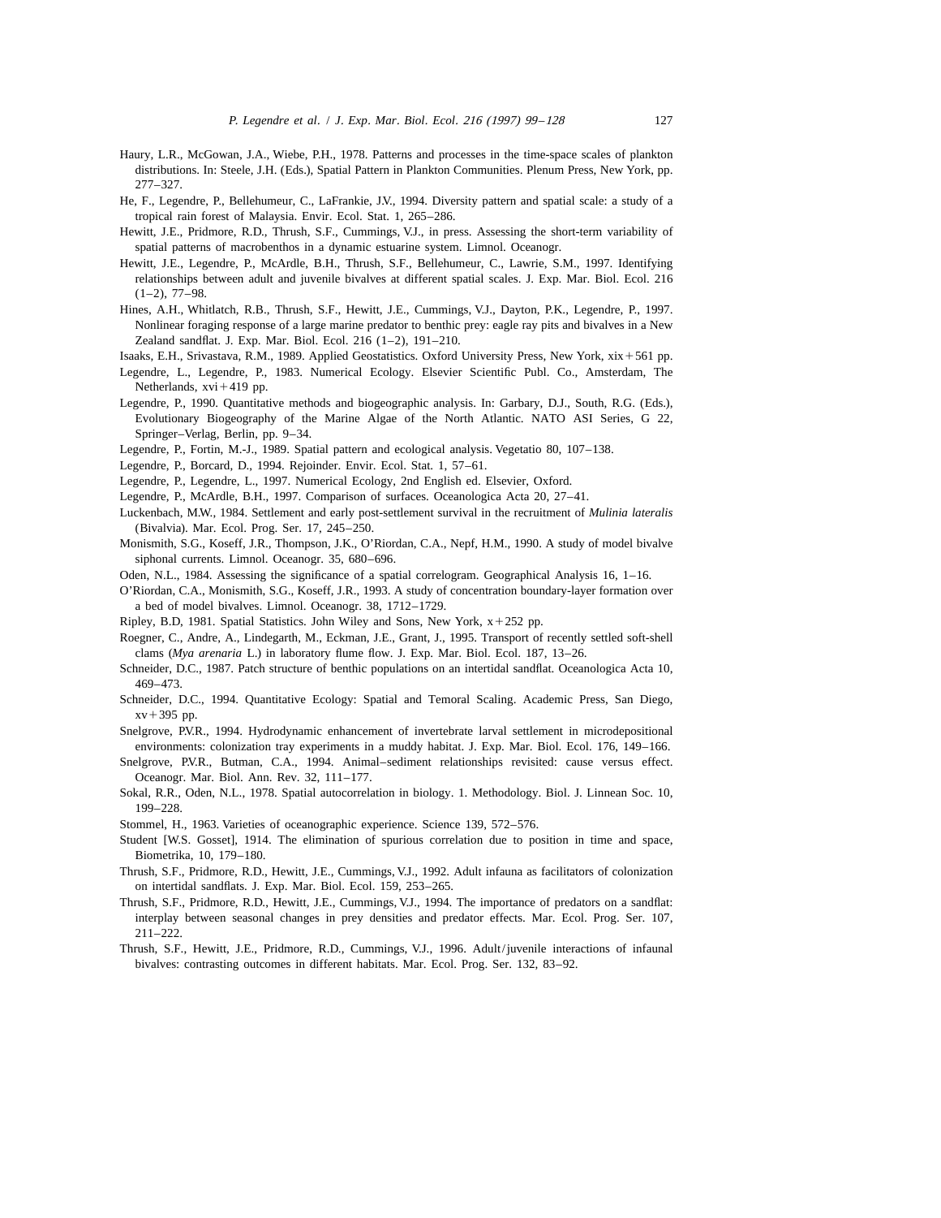Haury, L.R., McGowan, J.A., Wiebe, P.H., 1978. Patterns and processes in the time-space scales of plankton distributions. In: Steele, J.H. (Eds.), Spatial Pattern in Plankton Communities. Plenum Press, New York, pp. 277–327.

He, F., Legendre, P., Bellehumeur, C., LaFrankie, J.V., 1994. Diversity pattern and spatial scale: a study of a tropical rain forest of Malaysia. Envir. Ecol. Stat. 1, 265–286.

Hewitt, J.E., Pridmore, R.D., Thrush, S.F., Cummings, V.J., in press. Assessing the short-term variability of spatial patterns of macrobenthos in a dynamic estuarine system. Limnol. Oceanogr.

Hewitt, J.E., Legendre, P., McArdle, B.H., Thrush, S.F., Bellehumeur, C., Lawrie, S.M., 1997. Identifying relationships between adult and juvenile bivalves at different spatial scales. J. Exp. Mar. Biol. Ecol. 216 (1–2), 77–98.

Hines, A.H., Whitlatch, R.B., Thrush, S.F., Hewitt, J.E., Cummings, V.J., Dayton, P.K., Legendre, P., 1997. Nonlinear foraging response of a large marine predator to benthic prey: eagle ray pits and bivalves in a New Zealand sandflat. J. Exp. Mar. Biol. Ecol. 216 (1–2), 191–210.

Isaaks, E.H., Srivastava, R.M., 1989. Applied Geostatistics. Oxford University Press, New York, xix + 561 pp.

Legendre, L., Legendre, P., 1983. Numerical Ecology. Elsevier Scientific Publ. Co., Amsterdam, The Netherlands, xvi + 419 pp.

Legendre, P., 1990. Quantitative methods and biogeographic analysis. In: Garbary, D.J., South, R.G. (Eds.), Evolutionary Biogeography of the Marine Algae of the North Atlantic. NATO ASI Series, G 22, Springer–Verlag, Berlin, pp. 9–34.

Legendre, P., Fortin, M.-J., 1989. Spatial pattern and ecological analysis. Vegetatio 80, 107–138.

Legendre, P., Borcard, D., 1994. Rejoinder. Envir. Ecol. Stat. 1, 57–61.

Legendre, P., Legendre, L., 1997. Numerical Ecology, 2nd English ed. Elsevier, Oxford.

Legendre, P., McArdle, B.H., 1997. Comparison of surfaces. Oceanologica Acta 20, 27–41.

Luckenbach, M.W., 1984. Settlement and early post-settlement survival in the recruitment of *Mulinia lateralis* (Bivalvia). Mar. Ecol. Prog. Ser. 17, 245–250.

Monismith, S.G., Koseff, J.R., Thompson, J.K., O'Riordan, C.A., Nepf, H.M., 1990. A study of model bivalve siphonal currents. Limnol. Oceanogr. 35, 680–696.

Oden, N.L., 1984. Assessing the significance of a spatial correlogram. Geographical Analysis 16, 1–16.

O'Riordan, C.A., Monismith, S.G., Koseff, J.R., 1993. A study of concentration boundary-layer formation over a bed of model bivalves. Limnol. Oceanogr. 38, 1712–1729.

Ripley, B.D, 1981. Spatial Statistics. John Wiley and Sons, New York, x + 252 pp.

Roegner, C., Andre, A., Lindegarth, M., Eckman, J.E., Grant, J., 1995. Transport of recently settled soft-shell clams (*Mya arenaria* L.) in laboratory flume flow. J. Exp. Mar. Biol. Ecol. 187, 13–26.

Schneider, D.C., 1987. Patch structure of benthic populations on an intertidal sandflat. Oceanologica Acta 10, 469–473.

Schneider, D.C., 1994. Quantitative Ecology: Spatial and Temoral Scaling. Academic Press, San Diego, xv + 395 pp.

Snelgrove, P.V.R., 1994. Hydrodynamic enhancement of invertebrate larval settlement in microdepositional environments: colonization tray experiments in a muddy habitat. J. Exp. Mar. Biol. Ecol. 176, 149–166.

Snelgrove, P.V.R., Butman, C.A., 1994. Animal–sediment relationships revisited: cause versus effect. Oceanogr. Mar. Biol. Ann. Rev. 32, 111–177.

Sokal, R.R., Oden, N.L., 1978. Spatial autocorrelation in biology. 1. Methodology. Biol. J. Linnean Soc. 10, 199–228.

Stommel, H., 1963. Varieties of oceanographic experience. Science 139, 572–576.

Student [W.S. Gosset], 1914. The elimination of spurious correlation due to position in time and space, Biometrika, 10, 179–180.

Thrush, S.F., Pridmore, R.D., Hewitt, J.E., Cummings, V.J., 1992. Adult infauna as facilitators of colonization on intertidal sandflats. J. Exp. Mar. Biol. Ecol. 159, 253–265.

Thrush, S.F., Pridmore, R.D., Hewitt, J.E., Cummings, V.J., 1994. The importance of predators on a sandflat: interplay between seasonal changes in prey densities and predator effects. Mar. Ecol. Prog. Ser. 107, 211–222.

Thrush, S.F., Hewitt, J.E., Pridmore, R.D., Cummings, V.J., 1996. Adult/juvenile interactions of infaunal bivalves: contrasting outcomes in different habitats. Mar. Ecol. Prog. Ser. 132, 83–92.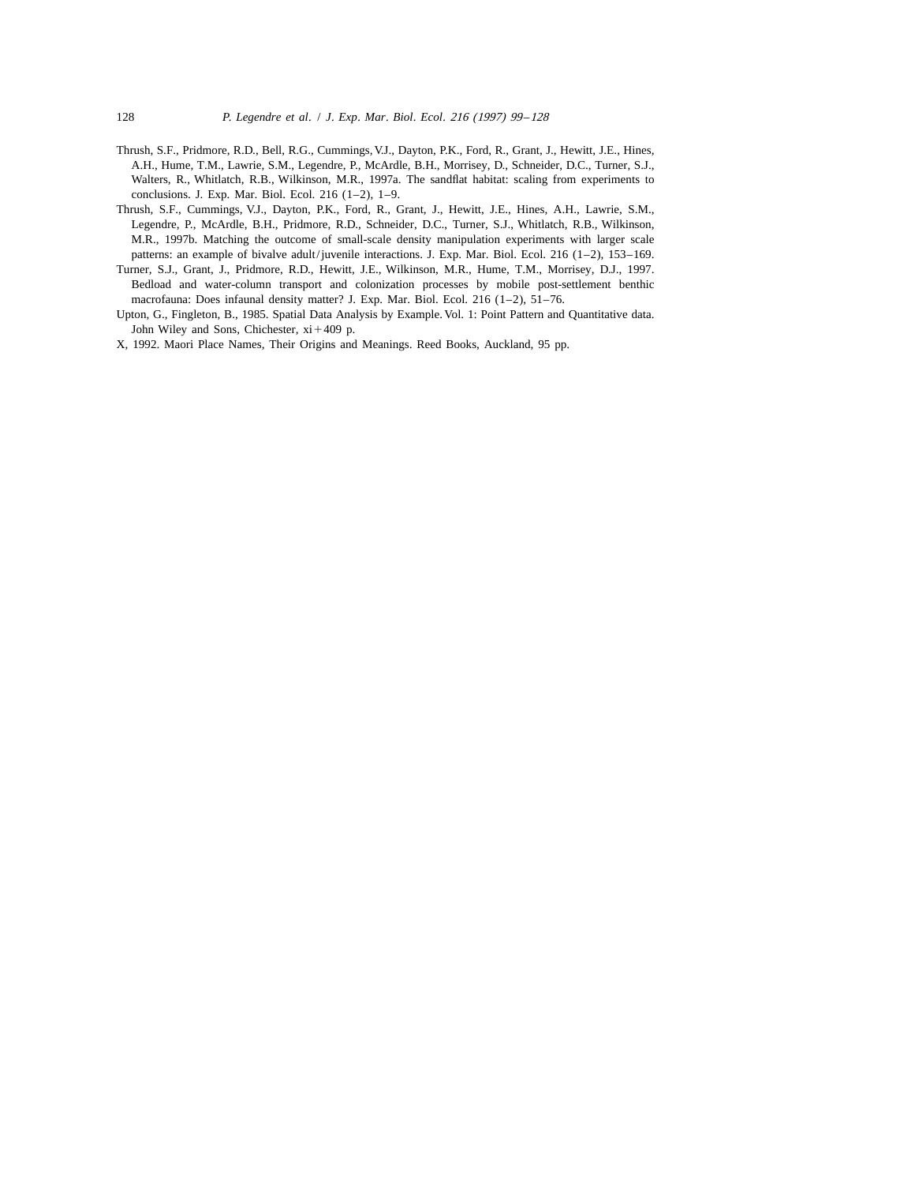Thrush, S.F., Pridmore, R.D., Bell, R.G., Cummings, V.J., Dayton, P.K., Ford, R., Grant, J., Hewitt, J.E., Hines, A.H., Hume, T.M., Lawrie, S.M., Legendre, P., McArdle, B.H., Morrisey, D., Schneider, D.C., Turner, S.J., Walters, R., Whitlatch, R.B., Wilkinson, M.R., 1997a. The sandflat habitat: scaling from experiments to conclusions. J. Exp. Mar. Biol. Ecol. 216 (1–2), 1–9.

Thrush, S.F., Cummings, V.J., Dayton, P.K., Ford, R., Grant, J., Hewitt, J.E., Hines, A.H., Lawrie, S.M., Legendre, P., McArdle, B.H., Pridmore, R.D., Schneider, D.C., Turner, S.J., Whitlatch, R.B., Wilkinson, M.R., 1997b. Matching the outcome of small-scale density manipulation experiments with larger scale patterns: an example of bivalve adult/juvenile interactions. J. Exp. Mar. Biol. Ecol. 216 (1–2), 153–169.

Turner, S.J., Grant, J., Pridmore, R.D., Hewitt, J.E., Wilkinson, M.R., Hume, T.M., Morrisey, D.J., 1997. Bedload and water-column transport and colonization processes by mobile post-settlement benthic macrofauna: Does infaunal density matter? J. Exp. Mar. Biol. Ecol. 216 (1–2), 51–76.

Upton, G., Fingleton, B., 1985. Spatial Data Analysis by Example. Vol. 1: Point Pattern and Quantitative data. John Wiley and Sons, Chichester, xi + 409 p.

X, 1992. Maori Place Names, Their Origins and Meanings. Reed Books, Auckland, 95 pp.